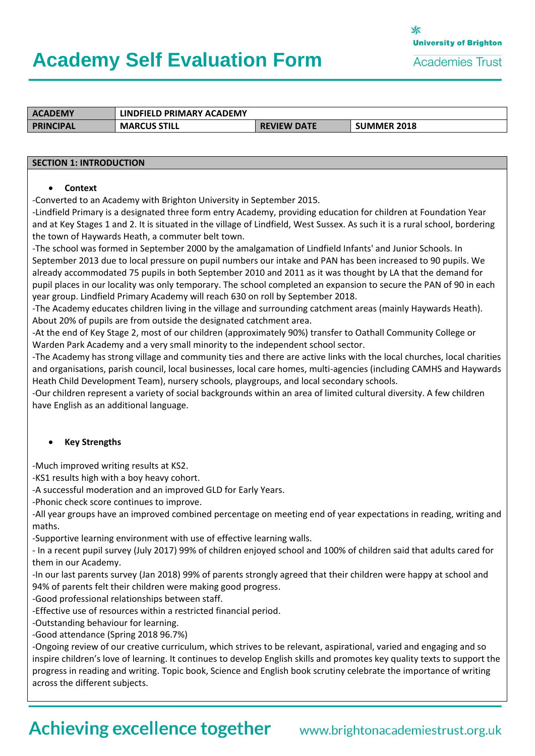# Academy Self Evaluation Form

University of Brighton Academies Trust

| ACADEMY | LINDFIELD PRIMARY ACADEMY | | |
|---|---|---|---|
| PRINCIPAL | MARCUS STILL | REVIEW DATE | SUMMER 2018 |

## SECTION 1: INTRODUCTION

- **Context**

-Converted to an Academy with Brighton University in September 2015.

-Lindfield Primary is a designated three form entry Academy, providing education for children at Foundation Year and at Key Stages 1 and 2. It is situated in the village of Lindfield, West Sussex. As such it is a rural school, bordering the town of Haywards Heath, a commuter belt town.

-The school was formed in September 2000 by the amalgamation of Lindfield Infants' and Junior Schools. In September 2013 due to local pressure on pupil numbers our intake and PAN has been increased to 90 pupils. We already accommodated 75 pupils in both September 2010 and 2011 as it was thought by LA that the demand for pupil places in our locality was only temporary. The school completed an expansion to secure the PAN of 90 in each year group. Lindfield Primary Academy will reach 630 on roll by September 2018.

-The Academy educates children living in the village and surrounding catchment areas (mainly Haywards Heath). About 20% of pupils are from outside the designated catchment area.

-At the end of Key Stage 2, most of our children (approximately 90%) transfer to Oathall Community College or Warden Park Academy and a very small minority to the independent school sector.

-The Academy has strong village and community ties and there are active links with the local churches, local charities and organisations, parish council, local businesses, local care homes, multi-agencies (including CAMHS and Haywards Heath Child Development Team), nursery schools, playgroups, and local secondary schools.

-Our children represent a variety of social backgrounds within an area of limited cultural diversity. A few children have English as an additional language.

- **Key Strengths**

-Much improved writing results at KS2.

-KS1 results high with a boy heavy cohort.

-A successful moderation and an improved GLD for Early Years.

-Phonic check score continues to improve.

-All year groups have an improved combined percentage on meeting end of year expectations in reading, writing and maths.

-Supportive learning environment with use of effective learning walls.

- In a recent pupil survey (July 2017) 99% of children enjoyed school and 100% of children said that adults cared for them in our Academy.

-In our last parents survey (Jan 2018) 99% of parents strongly agreed that their children were happy at school and 94% of parents felt their children were making good progress.

-Good professional relationships between staff.

-Effective use of resources within a restricted financial period.

-Outstanding behaviour for learning.

-Good attendance (Spring 2018 96.7%)

-Ongoing review of our creative curriculum, which strives to be relevant, aspirational, varied and engaging and so inspire children's love of learning. It continues to develop English skills and promotes key quality texts to support the progress in reading and writing. Topic book, Science and English book scrutiny celebrate the importance of writing across the different subjects.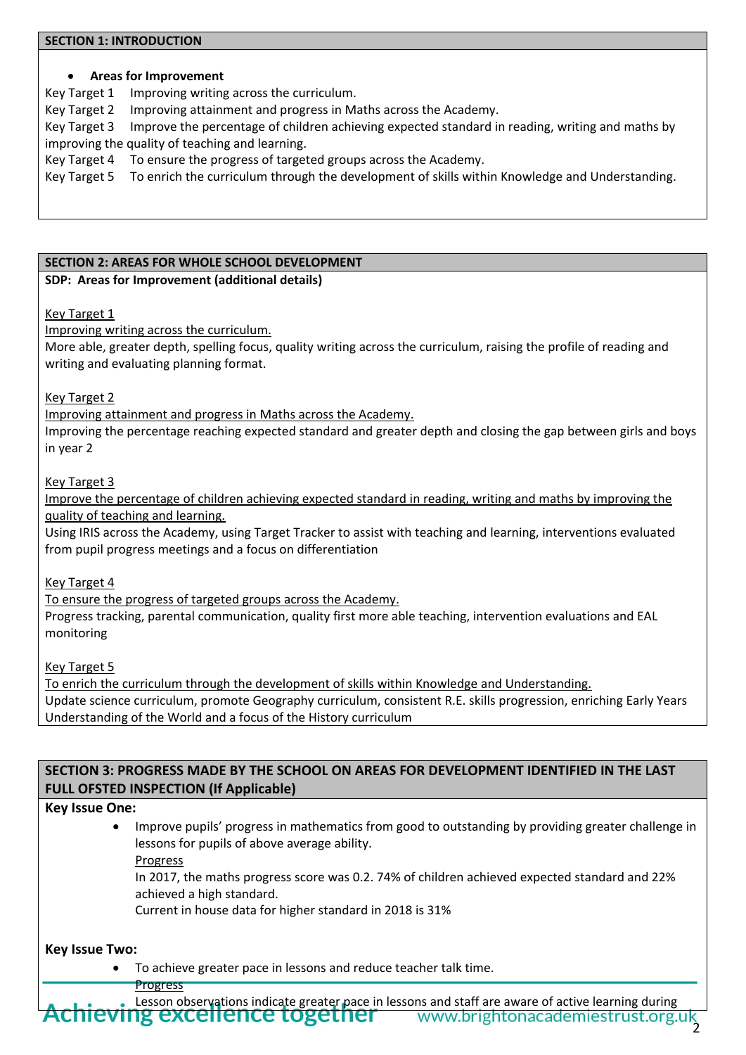## SECTION 1: INTRODUCTION

- **Areas for Improvement**

Key Target 1 Improving writing across the curriculum.
Key Target 2 Improving attainment and progress in Maths across the Academy.
Key Target 3 Improve the percentage of children achieving expected standard in reading, writing and maths by improving the quality of teaching and learning.
Key Target 4 To ensure the progress of targeted groups across the Academy.
Key Target 5 To enrich the curriculum through the development of skills within Knowledge and Understanding.

## SECTION 2: AREAS FOR WHOLE SCHOOL DEVELOPMENT

**SDP: Areas for Improvement (additional details)**

Key Target 1
Improving writing across the curriculum.
More able, greater depth, spelling focus, quality writing across the curriculum, raising the profile of reading and writing and evaluating planning format.

Key Target 2
Improving attainment and progress in Maths across the Academy.
Improving the percentage reaching expected standard and greater depth and closing the gap between girls and boys in year 2

Key Target 3
Improve the percentage of children achieving expected standard in reading, writing and maths by improving the quality of teaching and learning.
Using IRIS across the Academy, using Target Tracker to assist with teaching and learning, interventions evaluated from pupil progress meetings and a focus on differentiation

Key Target 4
To ensure the progress of targeted groups across the Academy.
Progress tracking, parental communication, quality first more able teaching, intervention evaluations and EAL monitoring

Key Target 5
To enrich the curriculum through the development of skills within Knowledge and Understanding.
Update science curriculum, promote Geography curriculum, consistent R.E. skills progression, enriching Early Years Understanding of the World and a focus of the History curriculum

## SECTION 3: PROGRESS MADE BY THE SCHOOL ON AREAS FOR DEVELOPMENT IDENTIFIED IN THE LAST FULL OFSTED INSPECTION (If Applicable)

**Key Issue One:**

- Improve pupils' progress in mathematics from good to outstanding by providing greater challenge in lessons for pupils of above average ability.

  Progress
  In 2017, the maths progress score was 0.2. 74% of children achieved expected standard and 22% achieved a high standard.
  Current in house data for higher standard in 2018 is 31%

**Key Issue Two:**

- To achieve greater pace in lessons and reduce teacher talk time.

  Progress
  Lesson observations indicate greater pace in lessons and staff are aware of active learning during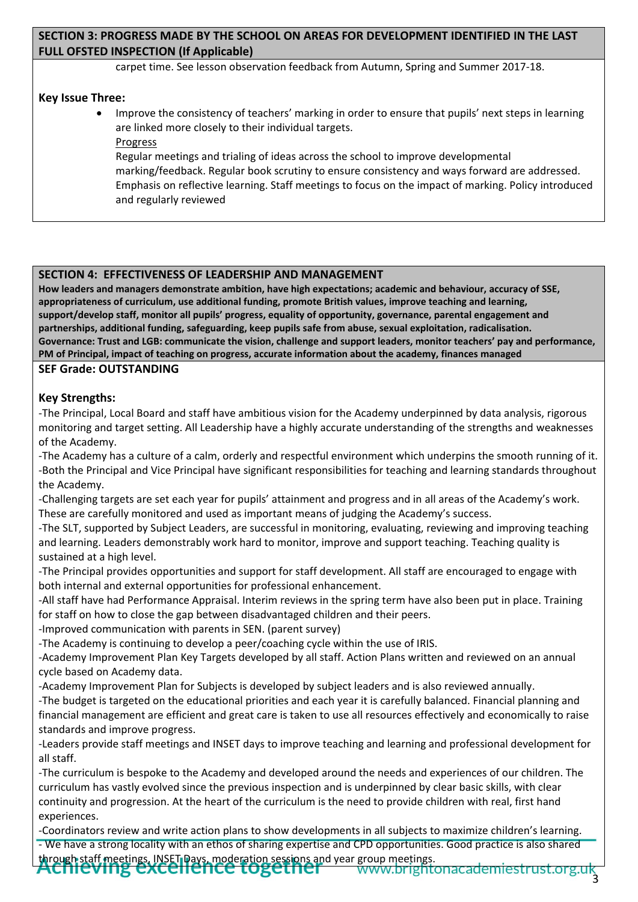## SECTION 3: PROGRESS MADE BY THE SCHOOL ON AREAS FOR DEVELOPMENT IDENTIFIED IN THE LAST FULL OFSTED INSPECTION (If Applicable)

carpet time. See lesson observation feedback from Autumn, Spring and Summer 2017-18.

**Key Issue Three:**

- Improve the consistency of teachers' marking in order to ensure that pupils' next steps in learning are linked more closely to their individual targets.

  Progress

  Regular meetings and trialing of ideas across the school to improve developmental marking/feedback. Regular book scrutiny to ensure consistency and ways forward are addressed. Emphasis on reflective learning. Staff meetings to focus on the impact of marking. Policy introduced and regularly reviewed

## SECTION 4: EFFECTIVENESS OF LEADERSHIP AND MANAGEMENT

**How leaders and managers demonstrate ambition, have high expectations; academic and behaviour, accuracy of SSE, appropriateness of curriculum, use additional funding, promote British values, improve teaching and learning, support/develop staff, monitor all pupils' progress, equality of opportunity, governance, parental engagement and partnerships, additional funding, safeguarding, keep pupils safe from abuse, sexual exploitation, radicalisation. Governance: Trust and LGB: communicate the vision, challenge and support leaders, monitor teachers' pay and performance, PM of Principal, impact of teaching on progress, accurate information about the academy, finances managed**

**SEF Grade: OUTSTANDING**

**Key Strengths:**

-The Principal, Local Board and staff have ambitious vision for the Academy underpinned by data analysis, rigorous monitoring and target setting. All Leadership have a highly accurate understanding of the strengths and weaknesses of the Academy.

-The Academy has a culture of a calm, orderly and respectful environment which underpins the smooth running of it.

-Both the Principal and Vice Principal have significant responsibilities for teaching and learning standards throughout the Academy.

-Challenging targets are set each year for pupils' attainment and progress and in all areas of the Academy's work. These are carefully monitored and used as important means of judging the Academy's success.

-The SLT, supported by Subject Leaders, are successful in monitoring, evaluating, reviewing and improving teaching and learning. Leaders demonstrably work hard to monitor, improve and support teaching. Teaching quality is sustained at a high level.

-The Principal provides opportunities and support for staff development. All staff are encouraged to engage with both internal and external opportunities for professional enhancement.

-All staff have had Performance Appraisal. Interim reviews in the spring term have also been put in place. Training for staff on how to close the gap between disadvantaged children and their peers.

-Improved communication with parents in SEN. (parent survey)

-The Academy is continuing to develop a peer/coaching cycle within the use of IRIS.

-Academy Improvement Plan Key Targets developed by all staff. Action Plans written and reviewed on an annual cycle based on Academy data.

-Academy Improvement Plan for Subjects is developed by subject leaders and is also reviewed annually.

-The budget is targeted on the educational priorities and each year it is carefully balanced. Financial planning and financial management are efficient and great care is taken to use all resources effectively and economically to raise standards and improve progress.

-Leaders provide staff meetings and INSET days to improve teaching and learning and professional development for all staff.

-The curriculum is bespoke to the Academy and developed around the needs and experiences of our children. The curriculum has vastly evolved since the previous inspection and is underpinned by clear basic skills, with clear continuity and progression. At the heart of the curriculum is the need to provide children with real, first hand experiences.

-Coordinators review and write action plans to show developments in all subjects to maximize children's learning.

- We have a strong locality with an ethos of sharing expertise and CPD opportunities. Good practice is also shared through staff meetings, INSET Days, moderation sessions and year group meetings.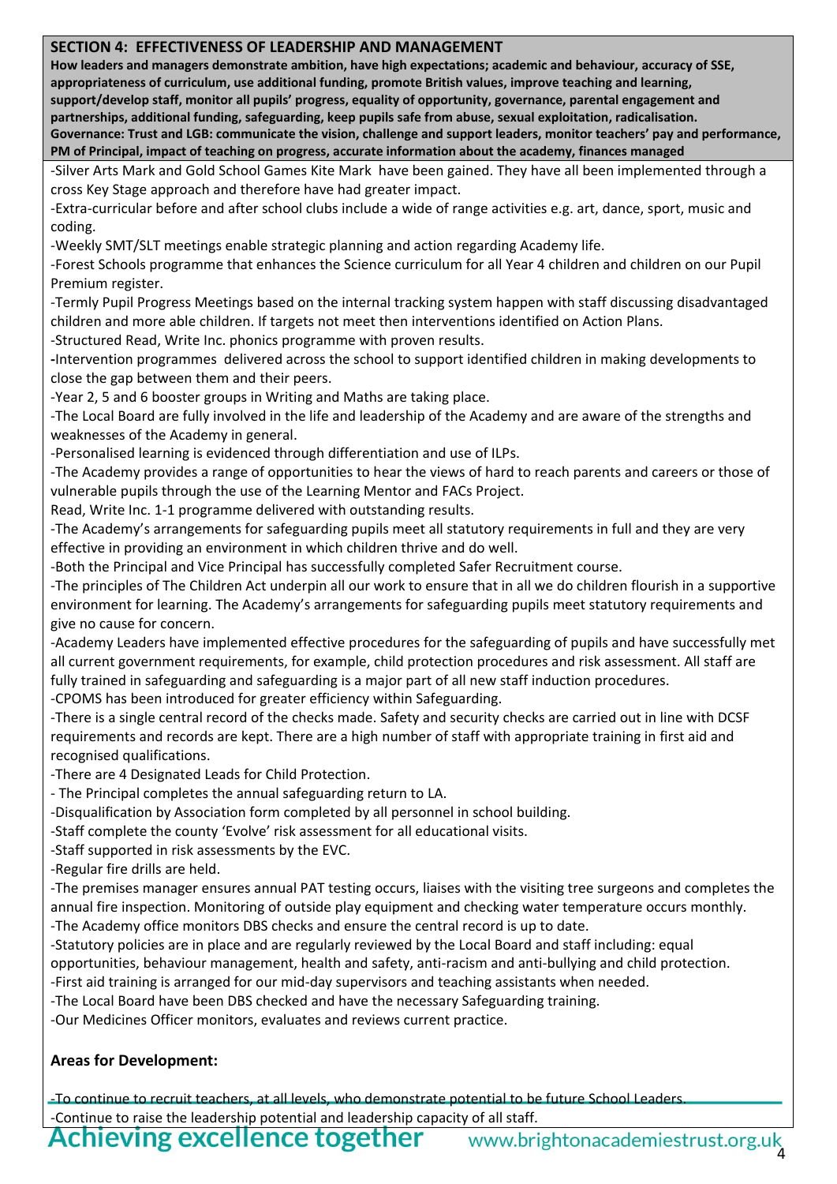## SECTION 4: EFFECTIVENESS OF LEADERSHIP AND MANAGEMENT

**How leaders and managers demonstrate ambition, have high expectations; academic and behaviour, accuracy of SSE, appropriateness of curriculum, use additional funding, promote British values, improve teaching and learning, support/develop staff, monitor all pupils' progress, equality of opportunity, governance, parental engagement and partnerships, additional funding, safeguarding, keep pupils safe from abuse, sexual exploitation, radicalisation.**
**Governance: Trust and LGB: communicate the vision, challenge and support leaders, monitor teachers' pay and performance, PM of Principal, impact of teaching on progress, accurate information about the academy, finances managed**

-Silver Arts Mark and Gold School Games Kite Mark have been gained. They have all been implemented through a cross Key Stage approach and therefore have had greater impact.
-Extra-curricular before and after school clubs include a wide of range activities e.g. art, dance, sport, music and coding.
-Weekly SMT/SLT meetings enable strategic planning and action regarding Academy life.
-Forest Schools programme that enhances the Science curriculum for all Year 4 children and children on our Pupil Premium register.
-Termly Pupil Progress Meetings based on the internal tracking system happen with staff discussing disadvantaged children and more able children. If targets not meet then interventions identified on Action Plans.
-Structured Read, Write Inc. phonics programme with proven results.
-Intervention programmes delivered across the school to support identified children in making developments to close the gap between them and their peers.
-Year 2, 5 and 6 booster groups in Writing and Maths are taking place.
-The Local Board are fully involved in the life and leadership of the Academy and are aware of the strengths and weaknesses of the Academy in general.
-Personalised learning is evidenced through differentiation and use of ILPs.
-The Academy provides a range of opportunities to hear the views of hard to reach parents and careers or those of vulnerable pupils through the use of the Learning Mentor and FACs Project.
Read, Write Inc. 1-1 programme delivered with outstanding results.
-The Academy's arrangements for safeguarding pupils meet all statutory requirements in full and they are very effective in providing an environment in which children thrive and do well.
-Both the Principal and Vice Principal has successfully completed Safer Recruitment course.
-The principles of The Children Act underpin all our work to ensure that in all we do children flourish in a supportive environment for learning. The Academy's arrangements for safeguarding pupils meet statutory requirements and give no cause for concern.
-Academy Leaders have implemented effective procedures for the safeguarding of pupils and have successfully met all current government requirements, for example, child protection procedures and risk assessment. All staff are fully trained in safeguarding and safeguarding is a major part of all new staff induction procedures.
-CPOMS has been introduced for greater efficiency within Safeguarding.
-There is a single central record of the checks made. Safety and security checks are carried out in line with DCSF requirements and records are kept. There are a high number of staff with appropriate training in first aid and recognised qualifications.
-There are 4 Designated Leads for Child Protection.
- The Principal completes the annual safeguarding return to LA.
-Disqualification by Association form completed by all personnel in school building.
-Staff complete the county 'Evolve' risk assessment for all educational visits.
-Staff supported in risk assessments by the EVC.
-Regular fire drills are held.
-The premises manager ensures annual PAT testing occurs, liaises with the visiting tree surgeons and completes the annual fire inspection. Monitoring of outside play equipment and checking water temperature occurs monthly.
-The Academy office monitors DBS checks and ensure the central record is up to date.
-Statutory policies are in place and are regularly reviewed by the Local Board and staff including: equal opportunities, behaviour management, health and safety, anti-racism and anti-bullying and child protection.
-First aid training is arranged for our mid-day supervisors and teaching assistants when needed.
-The Local Board have been DBS checked and have the necessary Safeguarding training.
-Our Medicines Officer monitors, evaluates and reviews current practice.

**Areas for Development:**

-To continue to recruit teachers, at all levels, who demonstrate potential to be future School Leaders.
-Continue to raise the leadership potential and leadership capacity of all staff.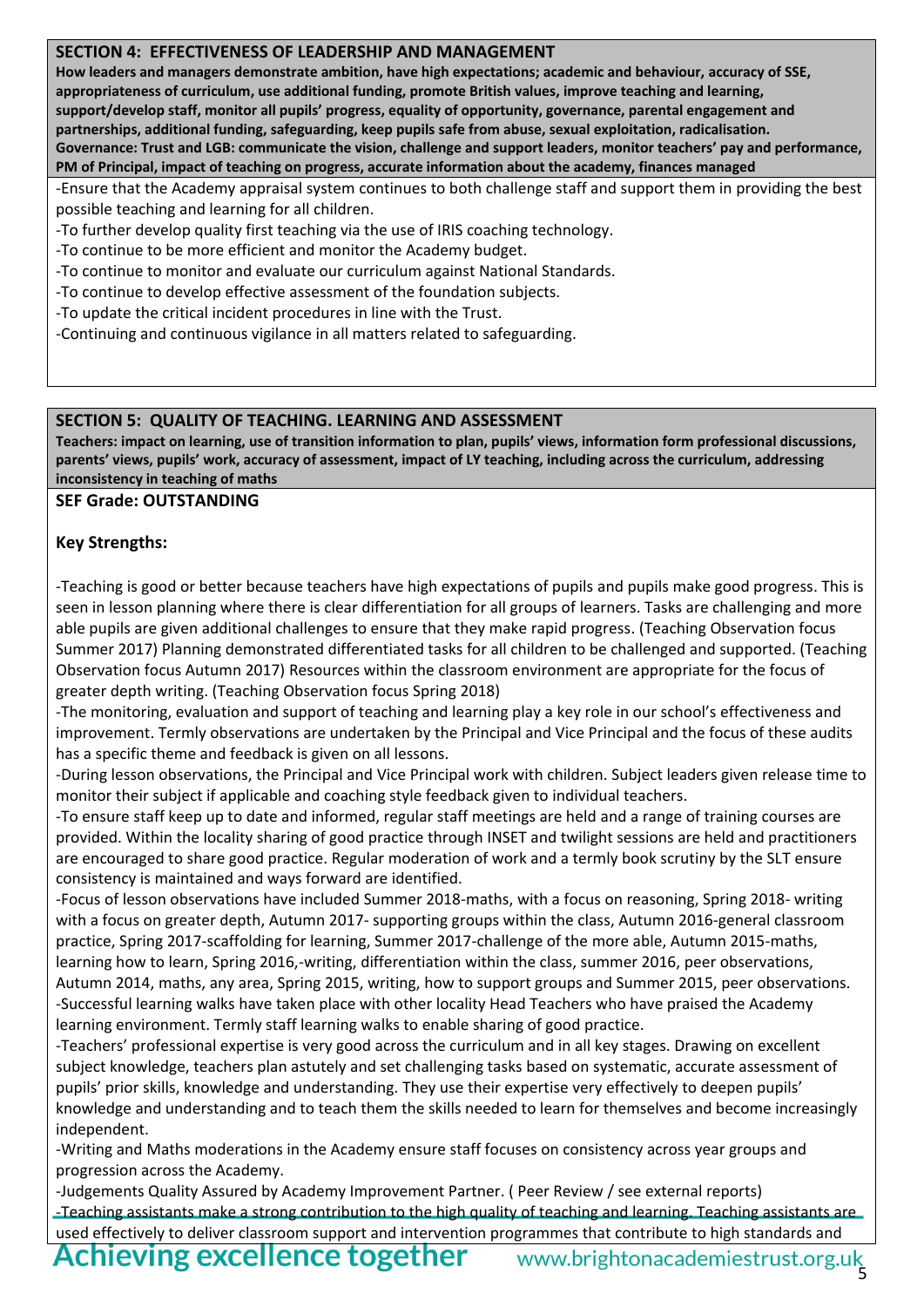## SECTION 4: EFFECTIVENESS OF LEADERSHIP AND MANAGEMENT

**How leaders and managers demonstrate ambition, have high expectations; academic and behaviour, accuracy of SSE, appropriateness of curriculum, use additional funding, promote British values, improve teaching and learning, support/develop staff, monitor all pupils' progress, equality of opportunity, governance, parental engagement and partnerships, additional funding, safeguarding, keep pupils safe from abuse, sexual exploitation, radicalisation.**
**Governance: Trust and LGB: communicate the vision, challenge and support leaders, monitor teachers' pay and performance, PM of Principal, impact of teaching on progress, accurate information about the academy, finances managed**

-Ensure that the Academy appraisal system continues to both challenge staff and support them in providing the best possible teaching and learning for all children.
-To further develop quality first teaching via the use of IRIS coaching technology.
-To continue to be more efficient and monitor the Academy budget.
-To continue to monitor and evaluate our curriculum against National Standards.
-To continue to develop effective assessment of the foundation subjects.
-To update the critical incident procedures in line with the Trust.
-Continuing and continuous vigilance in all matters related to safeguarding.

## SECTION 5: QUALITY OF TEACHING. LEARNING AND ASSESSMENT

**Teachers: impact on learning, use of transition information to plan, pupils' views, information form professional discussions, parents' views, pupils' work, accuracy of assessment, impact of LY teaching, including across the curriculum, addressing inconsistency in teaching of maths**

**SEF Grade: OUTSTANDING**

**Key Strengths:**

-Teaching is good or better because teachers have high expectations of pupils and pupils make good progress. This is seen in lesson planning where there is clear differentiation for all groups of learners. Tasks are challenging and more able pupils are given additional challenges to ensure that they make rapid progress. (Teaching Observation focus Summer 2017) Planning demonstrated differentiated tasks for all children to be challenged and supported. (Teaching Observation focus Autumn 2017) Resources within the classroom environment are appropriate for the focus of greater depth writing. (Teaching Observation focus Spring 2018)
-The monitoring, evaluation and support of teaching and learning play a key role in our school's effectiveness and improvement. Termly observations are undertaken by the Principal and Vice Principal and the focus of these audits has a specific theme and feedback is given on all lessons.
-During lesson observations, the Principal and Vice Principal work with children. Subject leaders given release time to monitor their subject if applicable and coaching style feedback given to individual teachers.
-To ensure staff keep up to date and informed, regular staff meetings are held and a range of training courses are provided. Within the locality sharing of good practice through INSET and twilight sessions are held and practitioners are encouraged to share good practice. Regular moderation of work and a termly book scrutiny by the SLT ensure consistency is maintained and ways forward are identified.
-Focus of lesson observations have included Summer 2018-maths, with a focus on reasoning, Spring 2018- writing with a focus on greater depth, Autumn 2017- supporting groups within the class, Autumn 2016-general classroom practice, Spring 2017-scaffolding for learning, Summer 2017-challenge of the more able, Autumn 2015-maths, learning how to learn, Spring 2016,-writing, differentiation within the class, summer 2016, peer observations, Autumn 2014, maths, any area, Spring 2015, writing, how to support groups and Summer 2015, peer observations.
-Successful learning walks have taken place with other locality Head Teachers who have praised the Academy learning environment. Termly staff learning walks to enable sharing of good practice.
-Teachers' professional expertise is very good across the curriculum and in all key stages. Drawing on excellent subject knowledge, teachers plan astutely and set challenging tasks based on systematic, accurate assessment of pupils' prior skills, knowledge and understanding. They use their expertise very effectively to deepen pupils' knowledge and understanding and to teach them the skills needed to learn for themselves and become increasingly independent.
-Writing and Maths moderations in the Academy ensure staff focuses on consistency across year groups and progression across the Academy.
-Judgements Quality Assured by Academy Improvement Partner. ( Peer Review / see external reports)
-Teaching assistants make a strong contribution to the high quality of teaching and learning. Teaching assistants are used effectively to deliver classroom support and intervention programmes that contribute to high standards and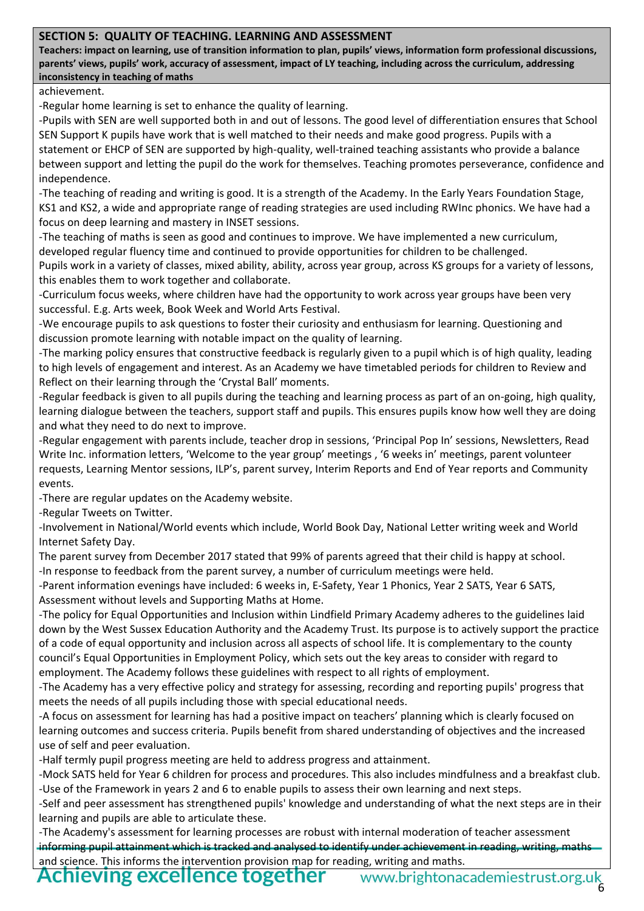## SECTION 5: QUALITY OF TEACHING. LEARNING AND ASSESSMENT

**Teachers: impact on learning, use of transition information to plan, pupils' views, information form professional discussions, parents' views, pupils' work, accuracy of assessment, impact of LY teaching, including across the curriculum, addressing inconsistency in teaching of maths**

achievement.

-Regular home learning is set to enhance the quality of learning.

-Pupils with SEN are well supported both in and out of lessons. The good level of differentiation ensures that School SEN Support K pupils have work that is well matched to their needs and make good progress. Pupils with a statement or EHCP of SEN are supported by high-quality, well-trained teaching assistants who provide a balance between support and letting the pupil do the work for themselves. Teaching promotes perseverance, confidence and independence.

-The teaching of reading and writing is good. It is a strength of the Academy. In the Early Years Foundation Stage, KS1 and KS2, a wide and appropriate range of reading strategies are used including RWInc phonics. We have had a focus on deep learning and mastery in INSET sessions.

-The teaching of maths is seen as good and continues to improve. We have implemented a new curriculum, developed regular fluency time and continued to provide opportunities for children to be challenged.

Pupils work in a variety of classes, mixed ability, ability, across year group, across KS groups for a variety of lessons, this enables them to work together and collaborate.

-Curriculum focus weeks, where children have had the opportunity to work across year groups have been very successful. E.g. Arts week, Book Week and World Arts Festival.

-We encourage pupils to ask questions to foster their curiosity and enthusiasm for learning. Questioning and discussion promote learning with notable impact on the quality of learning.

-The marking policy ensures that constructive feedback is regularly given to a pupil which is of high quality, leading to high levels of engagement and interest. As an Academy we have timetabled periods for children to Review and Reflect on their learning through the 'Crystal Ball' moments.

-Regular feedback is given to all pupils during the teaching and learning process as part of an on-going, high quality, learning dialogue between the teachers, support staff and pupils. This ensures pupils know how well they are doing and what they need to do next to improve.

-Regular engagement with parents include, teacher drop in sessions, 'Principal Pop In' sessions, Newsletters, Read Write Inc. information letters, 'Welcome to the year group' meetings , '6 weeks in' meetings, parent volunteer requests, Learning Mentor sessions, ILP's, parent survey, Interim Reports and End of Year reports and Community events.

-There are regular updates on the Academy website.

-Regular Tweets on Twitter.

-Involvement in National/World events which include, World Book Day, National Letter writing week and World Internet Safety Day.

The parent survey from December 2017 stated that 99% of parents agreed that their child is happy at school.

-In response to feedback from the parent survey, a number of curriculum meetings were held.

-Parent information evenings have included: 6 weeks in, E-Safety, Year 1 Phonics, Year 2 SATS, Year 6 SATS, Assessment without levels and Supporting Maths at Home.

-The policy for Equal Opportunities and Inclusion within Lindfield Primary Academy adheres to the guidelines laid down by the West Sussex Education Authority and the Academy Trust. Its purpose is to actively support the practice of a code of equal opportunity and inclusion across all aspects of school life. It is complementary to the county council's Equal Opportunities in Employment Policy, which sets out the key areas to consider with regard to employment. The Academy follows these guidelines with respect to all rights of employment.

-The Academy has a very effective policy and strategy for assessing, recording and reporting pupils' progress that meets the needs of all pupils including those with special educational needs.

-A focus on assessment for learning has had a positive impact on teachers' planning which is clearly focused on learning outcomes and success criteria. Pupils benefit from shared understanding of objectives and the increased use of self and peer evaluation.

-Half termly pupil progress meeting are held to address progress and attainment.

-Mock SATS held for Year 6 children for process and procedures. This also includes mindfulness and a breakfast club.

-Use of the Framework in years 2 and 6 to enable pupils to assess their own learning and next steps.

-Self and peer assessment has strengthened pupils' knowledge and understanding of what the next steps are in their learning and pupils are able to articulate these.

-The Academy's assessment for learning processes are robust with internal moderation of teacher assessment informing pupil attainment which is tracked and analysed to identify under achievement in reading, writing, maths and science. This informs the intervention provision map for reading, writing and maths.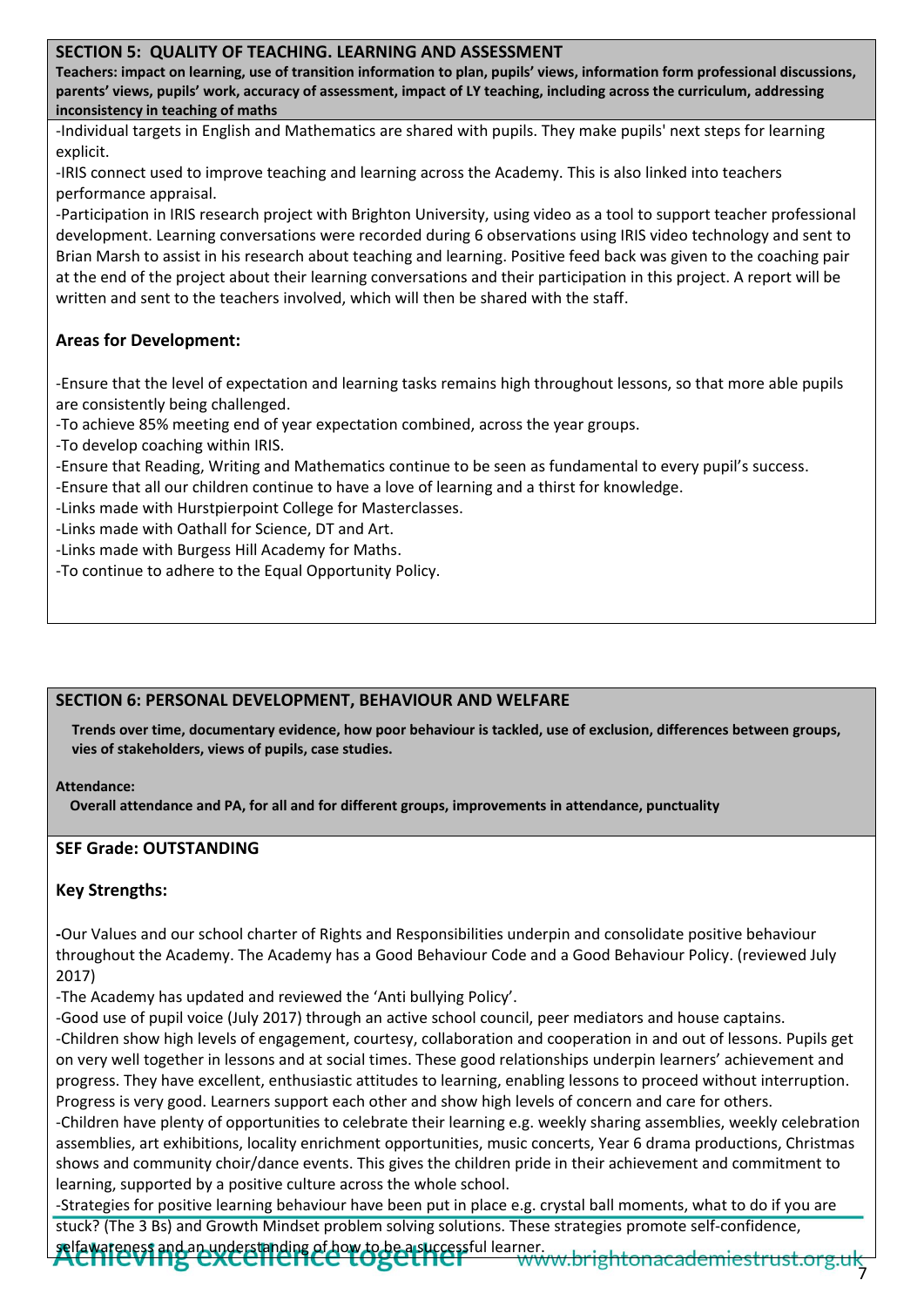## SECTION 5: QUALITY OF TEACHING. LEARNING AND ASSESSMENT

**Teachers: impact on learning, use of transition information to plan, pupils' views, information form professional discussions, parents' views, pupils' work, accuracy of assessment, impact of LY teaching, including across the curriculum, addressing inconsistency in teaching of maths**

-Individual targets in English and Mathematics are shared with pupils. They make pupils' next steps for learning explicit.

-IRIS connect used to improve teaching and learning across the Academy. This is also linked into teachers performance appraisal.

-Participation in IRIS research project with Brighton University, using video as a tool to support teacher professional development. Learning conversations were recorded during 6 observations using IRIS video technology and sent to Brian Marsh to assist in his research about teaching and learning. Positive feed back was given to the coaching pair at the end of the project about their learning conversations and their participation in this project. A report will be written and sent to the teachers involved, which will then be shared with the staff.

### Areas for Development:

-Ensure that the level of expectation and learning tasks remains high throughout lessons, so that more able pupils are consistently being challenged.

-To achieve 85% meeting end of year expectation combined, across the year groups.

-To develop coaching within IRIS.

-Ensure that Reading, Writing and Mathematics continue to be seen as fundamental to every pupil's success.

-Ensure that all our children continue to have a love of learning and a thirst for knowledge.

-Links made with Hurstpierpoint College for Masterclasses.

-Links made with Oathall for Science, DT and Art.

-Links made with Burgess Hill Academy for Maths.

-To continue to adhere to the Equal Opportunity Policy.

## SECTION 6: PERSONAL DEVELOPMENT, BEHAVIOUR AND WELFARE

**Trends over time, documentary evidence, how poor behaviour is tackled, use of exclusion, differences between groups, vies of stakeholders, views of pupils, case studies.**

**Attendance:**

**Overall attendance and PA, for all and for different groups, improvements in attendance, punctuality**

### SEF Grade: OUTSTANDING

### Key Strengths:

-Our Values and our school charter of Rights and Responsibilities underpin and consolidate positive behaviour throughout the Academy. The Academy has a Good Behaviour Code and a Good Behaviour Policy. (reviewed July 2017)

-The Academy has updated and reviewed the 'Anti bullying Policy'.

-Good use of pupil voice (July 2017) through an active school council, peer mediators and house captains.

-Children show high levels of engagement, courtesy, collaboration and cooperation in and out of lessons. Pupils get on very well together in lessons and at social times. These good relationships underpin learners' achievement and progress. They have excellent, enthusiastic attitudes to learning, enabling lessons to proceed without interruption. Progress is very good. Learners support each other and show high levels of concern and care for others.

-Children have plenty of opportunities to celebrate their learning e.g. weekly sharing assemblies, weekly celebration assemblies, art exhibitions, locality enrichment opportunities, music concerts, Year 6 drama productions, Christmas shows and community choir/dance events. This gives the children pride in their achievement and commitment to learning, supported by a positive culture across the whole school.

-Strategies for positive learning behaviour have been put in place e.g. crystal ball moments, what to do if you are stuck? (The 3 Bs) and Growth Mindset problem solving solutions. These strategies promote self-confidence, selfawareness and an understanding of how to be a successful learner.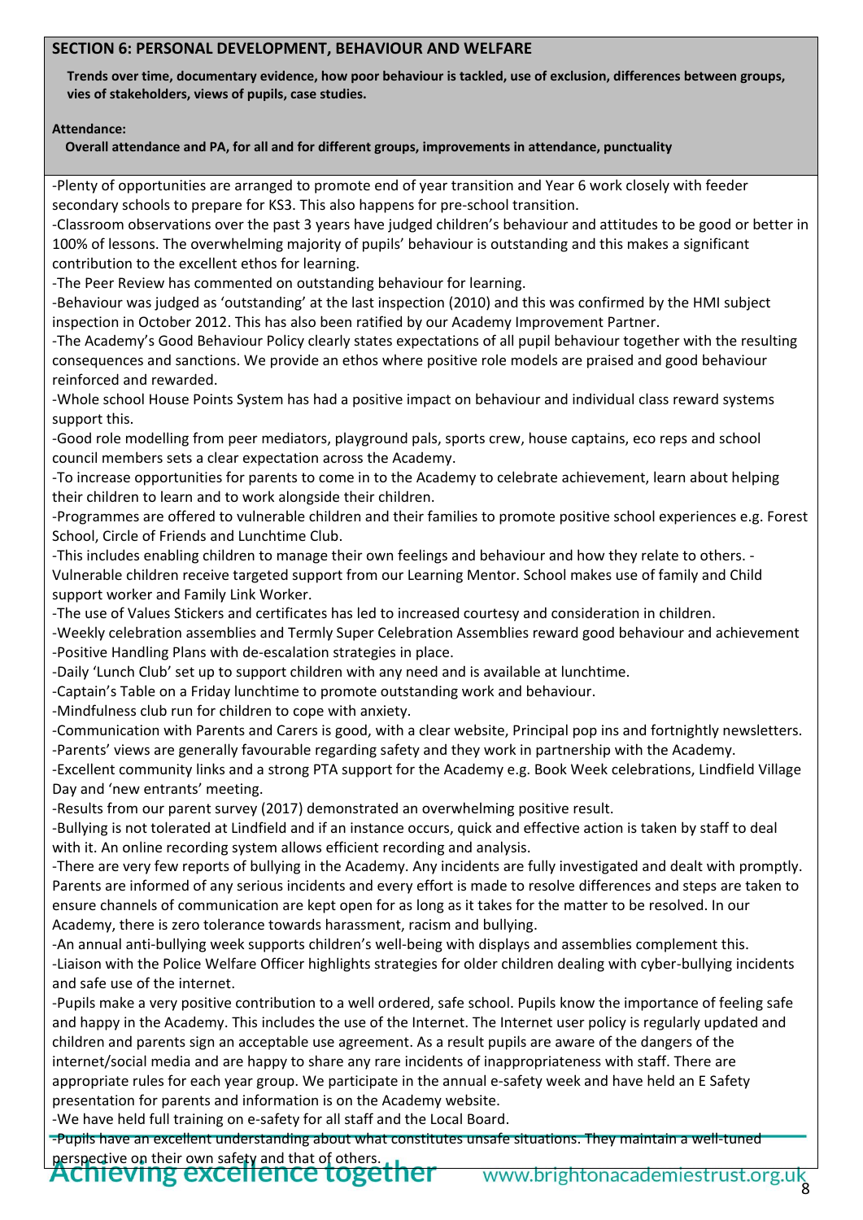## SECTION 6: PERSONAL DEVELOPMENT, BEHAVIOUR AND WELFARE

**Trends over time, documentary evidence, how poor behaviour is tackled, use of exclusion, differences between groups, vies of stakeholders, views of pupils, case studies.**

**Attendance:**

**Overall attendance and PA, for all and for different groups, improvements in attendance, punctuality**

-Plenty of opportunities are arranged to promote end of year transition and Year 6 work closely with feeder secondary schools to prepare for KS3. This also happens for pre-school transition.

-Classroom observations over the past 3 years have judged children's behaviour and attitudes to be good or better in 100% of lessons. The overwhelming majority of pupils' behaviour is outstanding and this makes a significant contribution to the excellent ethos for learning.

-The Peer Review has commented on outstanding behaviour for learning.

-Behaviour was judged as 'outstanding' at the last inspection (2010) and this was confirmed by the HMI subject inspection in October 2012. This has also been ratified by our Academy Improvement Partner.

-The Academy's Good Behaviour Policy clearly states expectations of all pupil behaviour together with the resulting consequences and sanctions. We provide an ethos where positive role models are praised and good behaviour reinforced and rewarded.

-Whole school House Points System has had a positive impact on behaviour and individual class reward systems support this.

-Good role modelling from peer mediators, playground pals, sports crew, house captains, eco reps and school council members sets a clear expectation across the Academy.

-To increase opportunities for parents to come in to the Academy to celebrate achievement, learn about helping their children to learn and to work alongside their children.

-Programmes are offered to vulnerable children and their families to promote positive school experiences e.g. Forest School, Circle of Friends and Lunchtime Club.

-This includes enabling children to manage their own feelings and behaviour and how they relate to others. -Vulnerable children receive targeted support from our Learning Mentor. School makes use of family and Child support worker and Family Link Worker.

-The use of Values Stickers and certificates has led to increased courtesy and consideration in children.

-Weekly celebration assemblies and Termly Super Celebration Assemblies reward good behaviour and achievement

-Positive Handling Plans with de-escalation strategies in place.

-Daily 'Lunch Club' set up to support children with any need and is available at lunchtime.

-Captain's Table on a Friday lunchtime to promote outstanding work and behaviour.

-Mindfulness club run for children to cope with anxiety.

-Communication with Parents and Carers is good, with a clear website, Principal pop ins and fortnightly newsletters.

-Parents' views are generally favourable regarding safety and they work in partnership with the Academy.

-Excellent community links and a strong PTA support for the Academy e.g. Book Week celebrations, Lindfield Village Day and 'new entrants' meeting.

-Results from our parent survey (2017) demonstrated an overwhelming positive result.

-Bullying is not tolerated at Lindfield and if an instance occurs, quick and effective action is taken by staff to deal with it. An online recording system allows efficient recording and analysis.

-There are very few reports of bullying in the Academy. Any incidents are fully investigated and dealt with promptly. Parents are informed of any serious incidents and every effort is made to resolve differences and steps are taken to ensure channels of communication are kept open for as long as it takes for the matter to be resolved. In our Academy, there is zero tolerance towards harassment, racism and bullying.

-An annual anti-bullying week supports children's well-being with displays and assemblies complement this.

-Liaison with the Police Welfare Officer highlights strategies for older children dealing with cyber-bullying incidents and safe use of the internet.

-Pupils make a very positive contribution to a well ordered, safe school. Pupils know the importance of feeling safe and happy in the Academy. This includes the use of the Internet. The Internet user policy is regularly updated and children and parents sign an acceptable use agreement. As a result pupils are aware of the dangers of the internet/social media and are happy to share any rare incidents of inappropriateness with staff. There are appropriate rules for each year group. We participate in the annual e-safety week and have held an E Safety presentation for parents and information is on the Academy website.

-We have held full training on e-safety for all staff and the Local Board.

-Pupils have an excellent understanding about what constitutes unsafe situations. They maintain a well-tuned perspective on their own safety and that of others.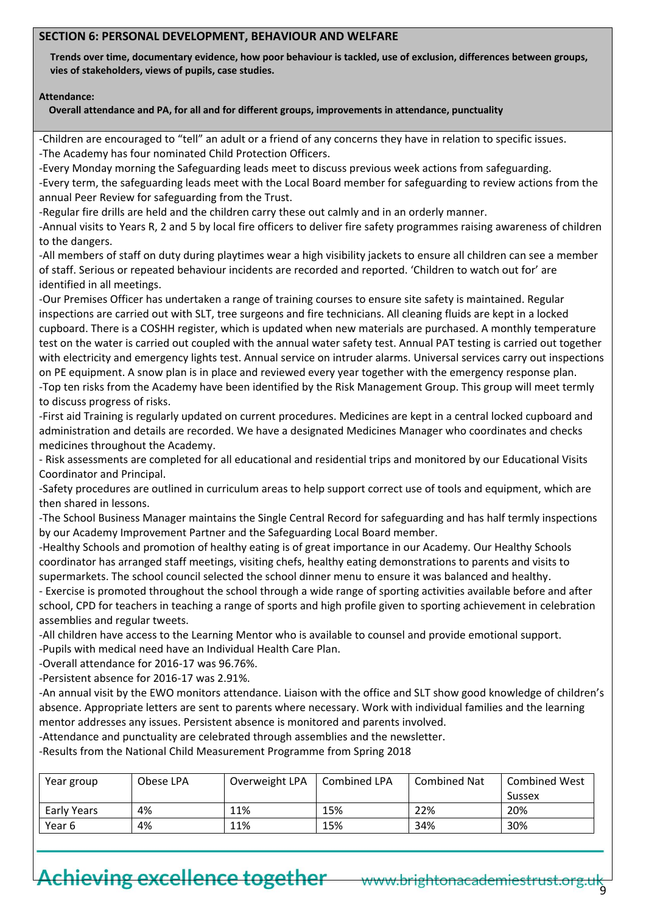## SECTION 6: PERSONAL DEVELOPMENT, BEHAVIOUR AND WELFARE

**Trends over time, documentary evidence, how poor behaviour is tackled, use of exclusion, differences between groups, vies of stakeholders, views of pupils, case studies.**

**Attendance:**

**Overall attendance and PA, for all and for different groups, improvements in attendance, punctuality**

-Children are encouraged to "tell" an adult or a friend of any concerns they have in relation to specific issues.
-The Academy has four nominated Child Protection Officers.
-Every Monday morning the Safeguarding leads meet to discuss previous week actions from safeguarding.
-Every term, the safeguarding leads meet with the Local Board member for safeguarding to review actions from the annual Peer Review for safeguarding from the Trust.
-Regular fire drills are held and the children carry these out calmly and in an orderly manner.
-Annual visits to Years R, 2 and 5 by local fire officers to deliver fire safety programmes raising awareness of children to the dangers.
-All members of staff on duty during playtimes wear a high visibility jackets to ensure all children can see a member of staff. Serious or repeated behaviour incidents are recorded and reported. 'Children to watch out for' are identified in all meetings.
-Our Premises Officer has undertaken a range of training courses to ensure site safety is maintained. Regular inspections are carried out with SLT, tree surgeons and fire technicians. All cleaning fluids are kept in a locked cupboard. There is a COSHH register, which is updated when new materials are purchased. A monthly temperature test on the water is carried out coupled with the annual water safety test. Annual PAT testing is carried out together with electricity and emergency lights test. Annual service on intruder alarms. Universal services carry out inspections on PE equipment. A snow plan is in place and reviewed every year together with the emergency response plan.
-Top ten risks from the Academy have been identified by the Risk Management Group. This group will meet termly to discuss progress of risks.
-First aid Training is regularly updated on current procedures. Medicines are kept in a central locked cupboard and administration and details are recorded. We have a designated Medicines Manager who coordinates and checks medicines throughout the Academy.
- Risk assessments are completed for all educational and residential trips and monitored by our Educational Visits Coordinator and Principal.
-Safety procedures are outlined in curriculum areas to help support correct use of tools and equipment, which are then shared in lessons.
-The School Business Manager maintains the Single Central Record for safeguarding and has half termly inspections by our Academy Improvement Partner and the Safeguarding Local Board member.
-Healthy Schools and promotion of healthy eating is of great importance in our Academy. Our Healthy Schools coordinator has arranged staff meetings, visiting chefs, healthy eating demonstrations to parents and visits to supermarkets. The school council selected the school dinner menu to ensure it was balanced and healthy.
- Exercise is promoted throughout the school through a wide range of sporting activities available before and after school, CPD for teachers in teaching a range of sports and high profile given to sporting achievement in celebration assemblies and regular tweets.
-All children have access to the Learning Mentor who is available to counsel and provide emotional support.
-Pupils with medical need have an Individual Health Care Plan.
-Overall attendance for 2016-17 was 96.76%.
-Persistent absence for 2016-17 was 2.91%.
-An annual visit by the EWO monitors attendance. Liaison with the office and SLT show good knowledge of children's absence. Appropriate letters are sent to parents where necessary. Work with individual families and the learning mentor addresses any issues. Persistent absence is monitored and parents involved.
-Attendance and punctuality are celebrated through assemblies and the newsletter.
-Results from the National Child Measurement Programme from Spring 2018

| Year group | Obese LPA | Overweight LPA | Combined LPA | Combined Nat | Combined West Sussex |
|---|---|---|---|---|---|
| Early Years | 4% | 11% | 15% | 22% | 20% |
| Year 6 | 4% | 11% | 15% | 34% | 30% |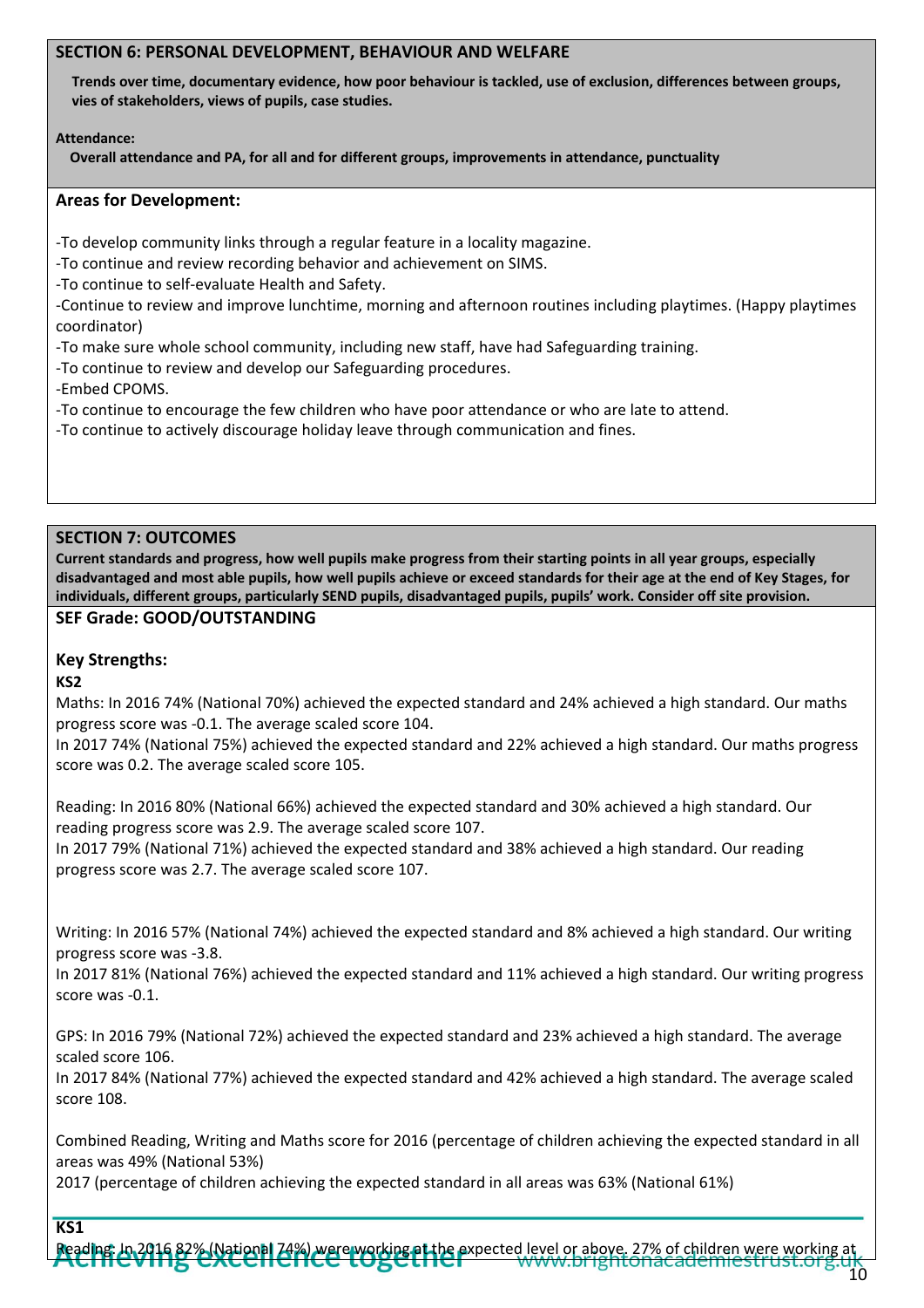## SECTION 6: PERSONAL DEVELOPMENT, BEHAVIOUR AND WELFARE

**Trends over time, documentary evidence, how poor behaviour is tackled, use of exclusion, differences between groups, vies of stakeholders, views of pupils, case studies.**

**Attendance:**

**Overall attendance and PA, for all and for different groups, improvements in attendance, punctuality**

### Areas for Development:

-To develop community links through a regular feature in a locality magazine.
-To continue and review recording behavior and achievement on SIMS.
-To continue to self-evaluate Health and Safety.
-Continue to review and improve lunchtime, morning and afternoon routines including playtimes. (Happy playtimes coordinator)
-To make sure whole school community, including new staff, have had Safeguarding training.
-To continue to review and develop our Safeguarding procedures.
-Embed CPOMS.
-To continue to encourage the few children who have poor attendance or who are late to attend.
-To continue to actively discourage holiday leave through communication and fines.

## SECTION 7: OUTCOMES

**Current standards and progress, how well pupils make progress from their starting points in all year groups, especially disadvantaged and most able pupils, how well pupils achieve or exceed standards for their age at the end of Key Stages, for individuals, different groups, particularly SEND pupils, disadvantaged pupils, pupils' work. Consider off site provision.**

**SEF Grade: GOOD/OUTSTANDING**

### Key Strengths:

**KS2**

Maths: In 2016 74% (National 70%) achieved the expected standard and 24% achieved a high standard. Our maths progress score was -0.1. The average scaled score 104.
In 2017 74% (National 75%) achieved the expected standard and 22% achieved a high standard. Our maths progress score was 0.2. The average scaled score 105.

Reading: In 2016 80% (National 66%) achieved the expected standard and 30% achieved a high standard. Our reading progress score was 2.9. The average scaled score 107.
In 2017 79% (National 71%) achieved the expected standard and 38% achieved a high standard. Our reading progress score was 2.7. The average scaled score 107.

Writing: In 2016 57% (National 74%) achieved the expected standard and 8% achieved a high standard. Our writing progress score was -3.8.
In 2017 81% (National 76%) achieved the expected standard and 11% achieved a high standard. Our writing progress score was -0.1.

GPS: In 2016 79% (National 72%) achieved the expected standard and 23% achieved a high standard. The average scaled score 106.
In 2017 84% (National 77%) achieved the expected standard and 42% achieved a high standard. The average scaled score 108.

Combined Reading, Writing and Maths score for 2016 (percentage of children achieving the expected standard in all areas was 49% (National 53%)
2017 (percentage of children achieving the expected standard in all areas was 63% (National 61%)

**KS1**

Reading: In 2016 82% (National 74%) were working at the expected level or above. 27% of children were working at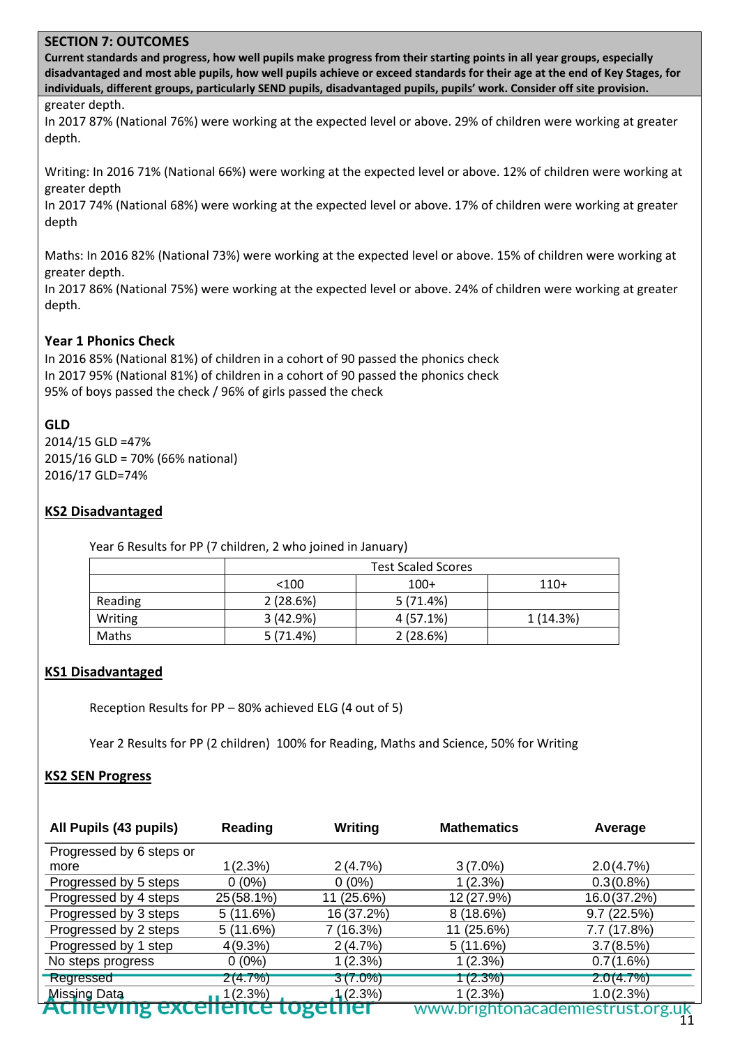**SECTION 7: OUTCOMES**

**Current standards and progress, how well pupils make progress from their starting points in all year groups, especially disadvantaged and most able pupils, how well pupils achieve or exceed standards for their age at the end of Key Stages, for individuals, different groups, particularly SEND pupils, disadvantaged pupils, pupils' work. Consider off site provision.**

greater depth.

In 2017 87% (National 76%) were working at the expected level or above. 29% of children were working at greater depth.

Writing: In 2016 71% (National 66%) were working at the expected level or above. 12% of children were working at greater depth

In 2017 74% (National 68%) were working at the expected level or above. 17% of children were working at greater depth

Maths: In 2016 82% (National 73%) were working at the expected level or above. 15% of children were working at greater depth.

In 2017 86% (National 75%) were working at the expected level or above. 24% of children were working at greater depth.

**Year 1 Phonics Check**

In 2016 85% (National 81%) of children in a cohort of 90 passed the phonics check

In 2017 95% (National 81%) of children in a cohort of 90 passed the phonics check

95% of boys passed the check / 96% of girls passed the check

**GLD**

2014/15 GLD =47%

2015/16 GLD = 70% (66% national)

2016/17 GLD=74%

**KS2 Disadvantaged**

Year 6 Results for PP (7 children, 2 who joined in January)

| | Test Scaled Scores | | |
|---|---|---|---|
| | <100 | 100+ | 110+ |
| Reading | 2 (28.6%) | 5 (71.4%) | |
| Writing | 3 (42.9%) | 4 (57.1%) | 1 (14.3%) |
| Maths | 5 (71.4%) | 2 (28.6%) | |

**KS1 Disadvantaged**

Reception Results for PP – 80% achieved ELG (4 out of 5)

Year 2 Results for PP (2 children) 100% for Reading, Maths and Science, 50% for Writing

**KS2 SEN Progress**

| All Pupils (43 pupils) | Reading | Writing | Mathematics | Average |
|---|---|---|---|---|
| Progressed by 6 steps or more | 1 (2.3%) | 2 (4.7%) | 3 (7.0%) | 2.0 (4.7%) |
| Progressed by 5 steps | 0 (0%) | 0 (0%) | 1 (2.3%) | 0.3 (0.8%) |
| Progressed by 4 steps | 25 (58.1%) | 11 (25.6%) | 12 (27.9%) | 16.0 (37.2%) |
| Progressed by 3 steps | 5 (11.6%) | 16 (37.2%) | 8 (18.6%) | 9.7 (22.5%) |
| Progressed by 2 steps | 5 (11.6%) | 7 (16.3%) | 11 (25.6%) | 7.7 (17.8%) |
| Progressed by 1 step | 4 (9.3%) | 2 (4.7%) | 5 (11.6%) | 3.7 (8.5%) |
| No steps progress | 0 (0%) | 1 (2.3%) | 1 (2.3%) | 0.7 (1.6%) |
| Regressed | 2 (4.7%) | 3 (7.0%) | 1 (2.3%) | 2.0 (4.7%) |
| Missing Data | 1 (2.3%) | 1 (2.3%) | 1 (2.3%) | 1.0 (2.3%) |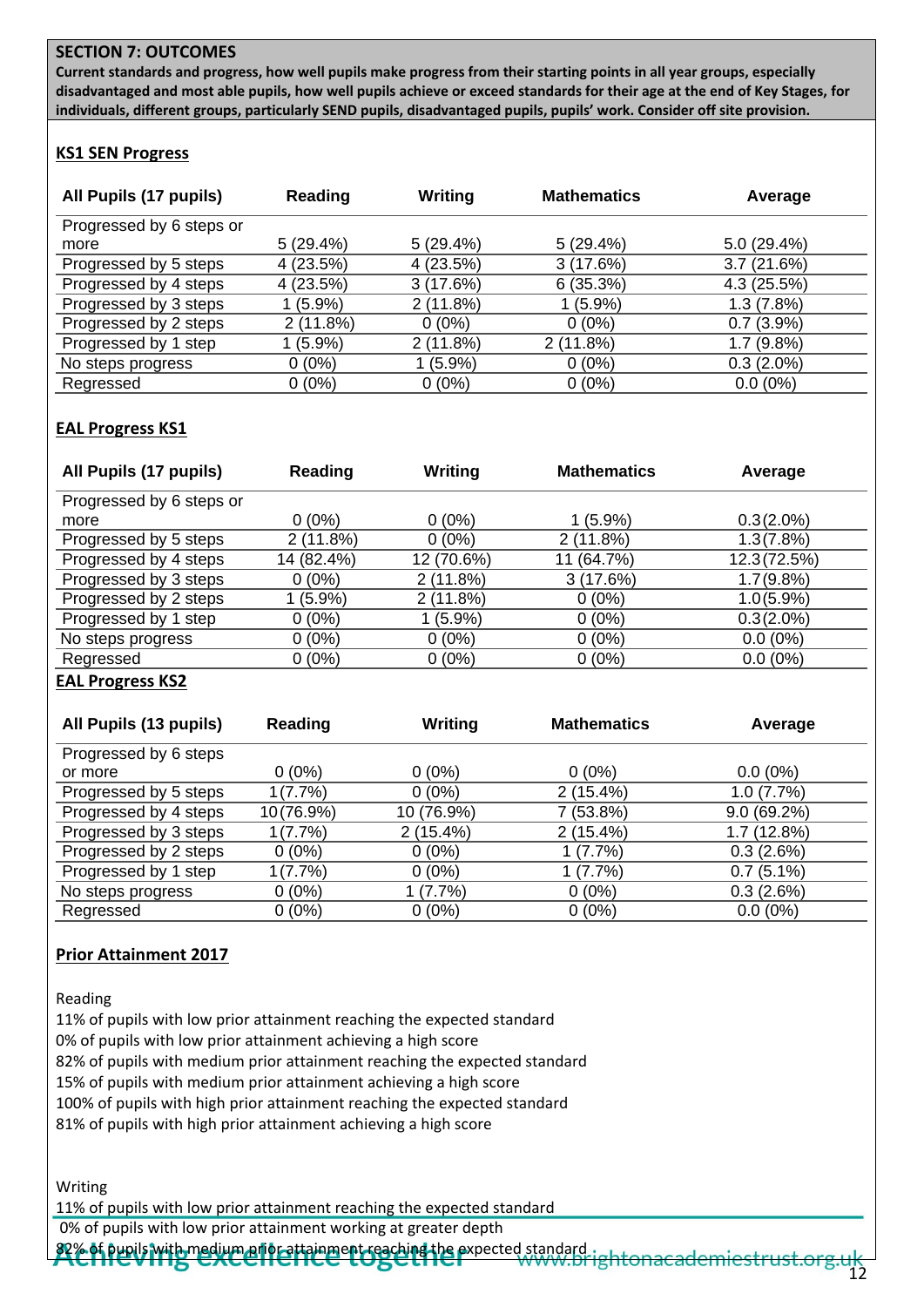## SECTION 7: OUTCOMES

**Current standards and progress, how well pupils make progress from their starting points in all year groups, especially disadvantaged and most able pupils, how well pupils achieve or exceed standards for their age at the end of Key Stages, for individuals, different groups, particularly SEND pupils, disadvantaged pupils, pupils' work. Consider off site provision.**

### KS1 SEN Progress

| All Pupils (17 pupils) | Reading | Writing | Mathematics | Average |
|---|---|---|---|---|
| Progressed by 6 steps or more | 5 (29.4%) | 5 (29.4%) | 5 (29.4%) | 5.0 (29.4%) |
| Progressed by 5 steps | 4 (23.5%) | 4 (23.5%) | 3 (17.6%) | 3.7 (21.6%) |
| Progressed by 4 steps | 4 (23.5%) | 3 (17.6%) | 6 (35.3%) | 4.3 (25.5%) |
| Progressed by 3 steps | 1 (5.9%) | 2 (11.8%) | 1 (5.9%) | 1.3 (7.8%) |
| Progressed by 2 steps | 2 (11.8%) | 0 (0%) | 0 (0%) | 0.7 (3.9%) |
| Progressed by 1 step | 1 (5.9%) | 2 (11.8%) | 2 (11.8%) | 1.7 (9.8%) |
| No steps progress | 0 (0%) | 1 (5.9%) | 0 (0%) | 0.3 (2.0%) |
| Regressed | 0 (0%) | 0 (0%) | 0 (0%) | 0.0 (0%) |

### EAL Progress KS1

| All Pupils (17 pupils) | Reading | Writing | Mathematics | Average |
|---|---|---|---|---|
| Progressed by 6 steps or more | 0 (0%) | 0 (0%) | 1 (5.9%) | 0.3(2.0%) |
| Progressed by 5 steps | 2 (11.8%) | 0 (0%) | 2 (11.8%) | 1.3(7.8%) |
| Progressed by 4 steps | 14 (82.4%) | 12 (70.6%) | 11 (64.7%) | 12.3(72.5%) |
| Progressed by 3 steps | 0 (0%) | 2 (11.8%) | 3 (17.6%) | 1.7(9.8%) |
| Progressed by 2 steps | 1 (5.9%) | 2 (11.8%) | 0 (0%) | 1.0(5.9%) |
| Progressed by 1 step | 0 (0%) | 1 (5.9%) | 0 (0%) | 0.3(2.0%) |
| No steps progress | 0 (0%) | 0 (0%) | 0 (0%) | 0.0 (0%) |
| Regressed | 0 (0%) | 0 (0%) | 0 (0%) | 0.0 (0%) |

### EAL Progress KS2

| All Pupils (13 pupils) | Reading | Writing | Mathematics | Average |
|---|---|---|---|---|
| Progressed by 6 steps or more | 0 (0%) | 0 (0%) | 0 (0%) | 0.0 (0%) |
| Progressed by 5 steps | 1(7.7%) | 0 (0%) | 2 (15.4%) | 1.0 (7.7%) |
| Progressed by 4 steps | 10(76.9%) | 10 (76.9%) | 7 (53.8%) | 9.0 (69.2%) |
| Progressed by 3 steps | 1(7.7%) | 2 (15.4%) | 2 (15.4%) | 1.7 (12.8%) |
| Progressed by 2 steps | 0 (0%) | 0 (0%) | 1 (7.7%) | 0.3 (2.6%) |
| Progressed by 1 step | 1(7.7%) | 0 (0%) | 1 (7.7%) | 0.7 (5.1%) |
| No steps progress | 0 (0%) | 1 (7.7%) | 0 (0%) | 0.3 (2.6%) |
| Regressed | 0 (0%) | 0 (0%) | 0 (0%) | 0.0 (0%) |

### Prior Attainment 2017

Reading

11% of pupils with low prior attainment reaching the expected standard
0% of pupils with low prior attainment achieving a high score
82% of pupils with medium prior attainment reaching the expected standard
15% of pupils with medium prior attainment achieving a high score
100% of pupils with high prior attainment reaching the expected standard
81% of pupils with high prior attainment achieving a high score

Writing

11% of pupils with low prior attainment reaching the expected standard
0% of pupils with low prior attainment working at greater depth
82% of pupils with medium prior attainment reaching the expected standard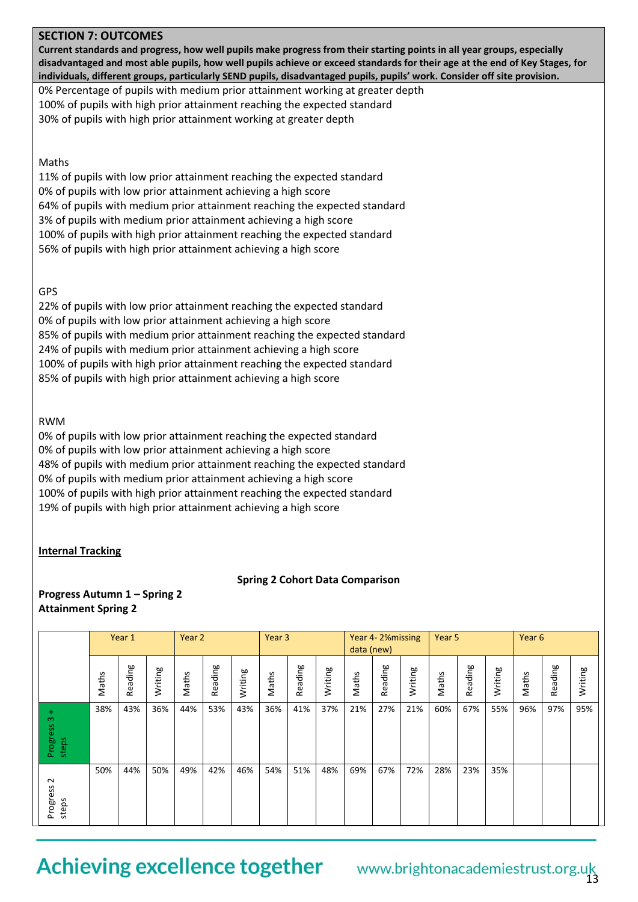## SECTION 7: OUTCOMES

**Current standards and progress, how well pupils make progress from their starting points in all year groups, especially disadvantaged and most able pupils, how well pupils achieve or exceed standards for their age at the end of Key Stages, for individuals, different groups, particularly SEND pupils, disadvantaged pupils, pupils' work. Consider off site provision.**

0% Percentage of pupils with medium prior attainment working at greater depth
100% of pupils with high prior attainment reaching the expected standard
30% of pupils with high prior attainment working at greater depth

Maths
11% of pupils with low prior attainment reaching the expected standard
0% of pupils with low prior attainment achieving a high score
64% of pupils with medium prior attainment reaching the expected standard
3% of pupils with medium prior attainment achieving a high score
100% of pupils with high prior attainment reaching the expected standard
56% of pupils with high prior attainment achieving a high score

GPS
22% of pupils with low prior attainment reaching the expected standard
0% of pupils with low prior attainment achieving a high score
85% of pupils with medium prior attainment reaching the expected standard
24% of pupils with medium prior attainment achieving a high score
100% of pupils with high prior attainment reaching the expected standard
85% of pupils with high prior attainment achieving a high score

RWM
0% of pupils with low prior attainment reaching the expected standard
0% of pupils with low prior attainment achieving a high score
48% of pupils with medium prior attainment reaching the expected standard
0% of pupils with medium prior attainment achieving a high score
100% of pupils with high prior attainment reaching the expected standard
19% of pupils with high prior attainment achieving a high score

**Internal Tracking**

**Spring 2 Cohort Data Comparison**

**Progress Autumn 1 – Spring 2**
**Attainment Spring 2**

| | Year 1 | | | Year 2 | | | Year 3 | | | Year 4- 2%missing data (new) | | | Year 5 | | | Year 6 | | |
|---|---|---|---|---|---|---|---|---|---|---|---|---|---|---|---|---|---|---|
| | Maths | Reading | Writing | Maths | Reading | Writing | Maths | Reading | Writing | Maths | Reading | Writing | Maths | Reading | Writing | Maths | Reading | Writing |
| Progress 3 + steps | 38% | 43% | 36% | 44% | 53% | 43% | 36% | 41% | 37% | 21% | 27% | 21% | 60% | 67% | 55% | 96% | 97% | 95% |
| Progress 2 steps | 50% | 44% | 50% | 49% | 42% | 46% | 54% | 51% | 48% | 69% | 67% | 72% | 28% | 23% | 35% | | | |

Achieving excellence together www.brightonacademiestrust.org.uk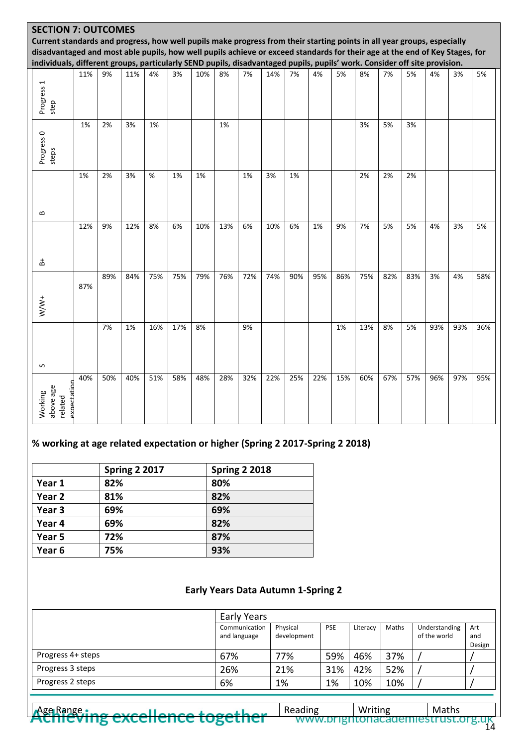## SECTION 7: OUTCOMES

**Current standards and progress, how well pupils make progress from their starting points in all year groups, especially disadvantaged and most able pupils, how well pupils achieve or exceed standards for their age at the end of Key Stages, for individuals, different groups, particularly SEND pupils, disadvantaged pupils, pupils' work. Consider off site provision.**

| | | | | | | | | | | | | | | | | | | |
|---|---|---|---|---|---|---|---|---|---|---|---|---|---|---|---|---|---|---|
| Progress 1 step | 11% | 9% | 11% | 4% | 3% | 10% | 8% | 7% | 14% | 7% | 4% | 5% | 8% | 7% | 5% | 4% | 3% | 5% |
| Progress 0 steps | 1% | 2% | 3% | 1% | | | 1% | | | | | | 3% | 5% | 3% | | | |
| B | 1% | 2% | 3% | % | 1% | 1% | | 1% | 3% | 1% | | | 2% | 2% | 2% | | | |
| B+ | 12% | 9% | 12% | 8% | 6% | 10% | 13% | 6% | 10% | 6% | 1% | 9% | 7% | 5% | 5% | 4% | 3% | 5% |
| W/W+ | 87% | 89% | 84% | 75% | 75% | 79% | 76% | 72% | 74% | 90% | 95% | 86% | 75% | 82% | 83% | 3% | 4% | 58% |
| S | | 7% | 1% | 16% | 17% | 8% | | 9% | | | | 1% | 13% | 8% | 5% | 93% | 93% | 36% |
| Working above age related expectation | 40% | 50% | 40% | 51% | 58% | 48% | 28% | 32% | 22% | 25% | 22% | 15% | 60% | 67% | 57% | 96% | 97% | 95% |

### % working at age related expectation or higher (Spring 2 2017-Spring 2 2018)

| | Spring 2 2017 | Spring 2 2018 |
|---|---|---|
| **Year 1** | **82%** | **80%** |
| **Year 2** | **81%** | **82%** |
| **Year 3** | **69%** | **69%** |
| **Year 4** | **69%** | **82%** |
| **Year 5** | **72%** | **87%** |
| **Year 6** | **75%** | **93%** |

### Early Years Data Autumn 1-Spring 2

| | Early Years | | | | | | |
|---|---|---|---|---|---|---|---|
| | Communication and language | Physical development | PSE | Literacy | Maths | Understanding of the world | Art and Design |
| Progress 4+ steps | 67% | 77% | 59% | 46% | 37% | / | / |
| Progress 3 steps | 26% | 21% | 31% | 42% | 52% | / | / |
| Progress 2 steps | 6% | 1% | 1% | 10% | 10% | / | / |

| Age Range | Reading | Writing | Maths |
|---|---|---|---|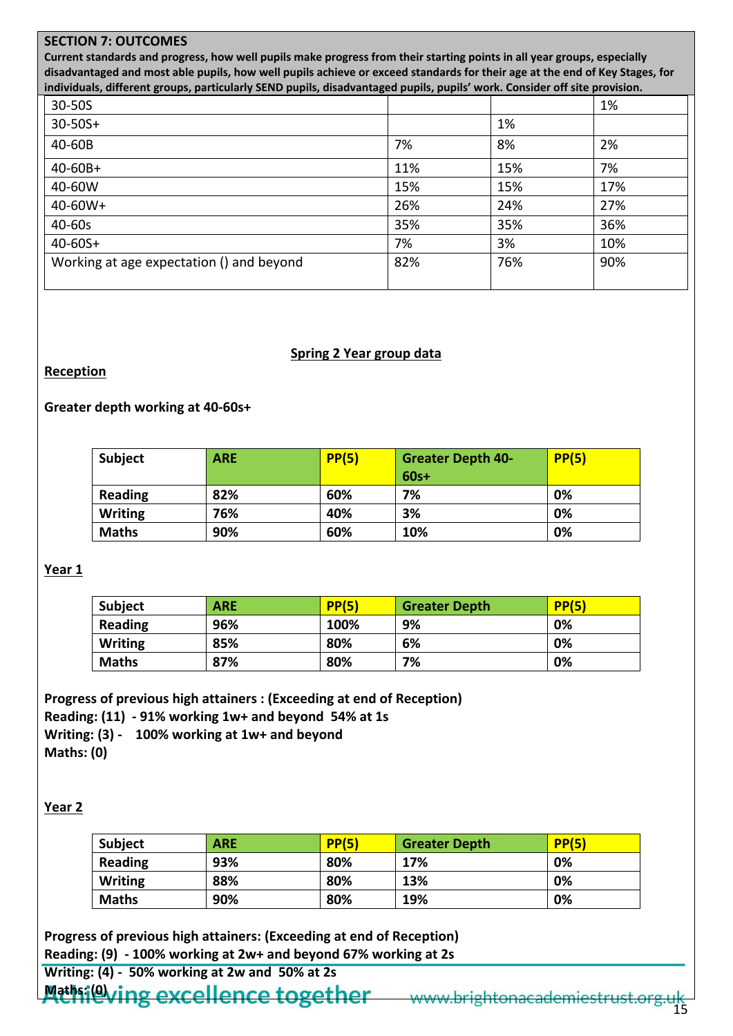**SECTION 7: OUTCOMES**

**Current standards and progress, how well pupils make progress from their starting points in all year groups, especially disadvantaged and most able pupils, how well pupils achieve or exceed standards for their age at the end of Key Stages, for individuals, different groups, particularly SEND pupils, disadvantaged pupils, pupils' work. Consider off site provision.**

| | | | |
|---|---|---|---|
| 30-50S | | | 1% |
| 30-50S+ | | 1% | |
| 40-60B | 7% | 8% | 2% |
| 40-60B+ | 11% | 15% | 7% |
| 40-60W | 15% | 15% | 17% |
| 40-60W+ | 26% | 24% | 27% |
| 40-60s | 35% | 35% | 36% |
| 40-60S+ | 7% | 3% | 10% |
| Working at age expectation () and beyond | 82% | 76% | 90% |

**Spring 2 Year group data**

**Reception**

**Greater depth working at 40-60s+**

| Subject | ARE | PP(5) | Greater Depth 40-60s+ | PP(5) |
|---|---|---|---|---|
| Reading | 82% | 60% | 7% | 0% |
| Writing | 76% | 40% | 3% | 0% |
| Maths | 90% | 60% | 10% | 0% |

**Year 1**

| Subject | ARE | PP(5) | Greater Depth | PP(5) |
|---|---|---|---|---|
| Reading | 96% | 100% | 9% | 0% |
| Writing | 85% | 80% | 6% | 0% |
| Maths | 87% | 80% | 7% | 0% |

**Progress of previous high attainers : (Exceeding at end of Reception)**
**Reading: (11) - 91% working 1w+ and beyond 54% at 1s**
**Writing: (3) - 100% working at 1w+ and beyond**
**Maths: (0)**

**Year 2**

| Subject | ARE | PP(5) | Greater Depth | PP(5) |
|---|---|---|---|---|
| Reading | 93% | 80% | 17% | 0% |
| Writing | 88% | 80% | 13% | 0% |
| Maths | 90% | 80% | 19% | 0% |

**Progress of previous high attainers: (Exceeding at end of Reception)**
**Reading: (9) - 100% working at 2w+ and beyond 67% working at 2s**
**Writing: (4) - 50% working at 2w and 50% at 2s**
**Maths: (0)**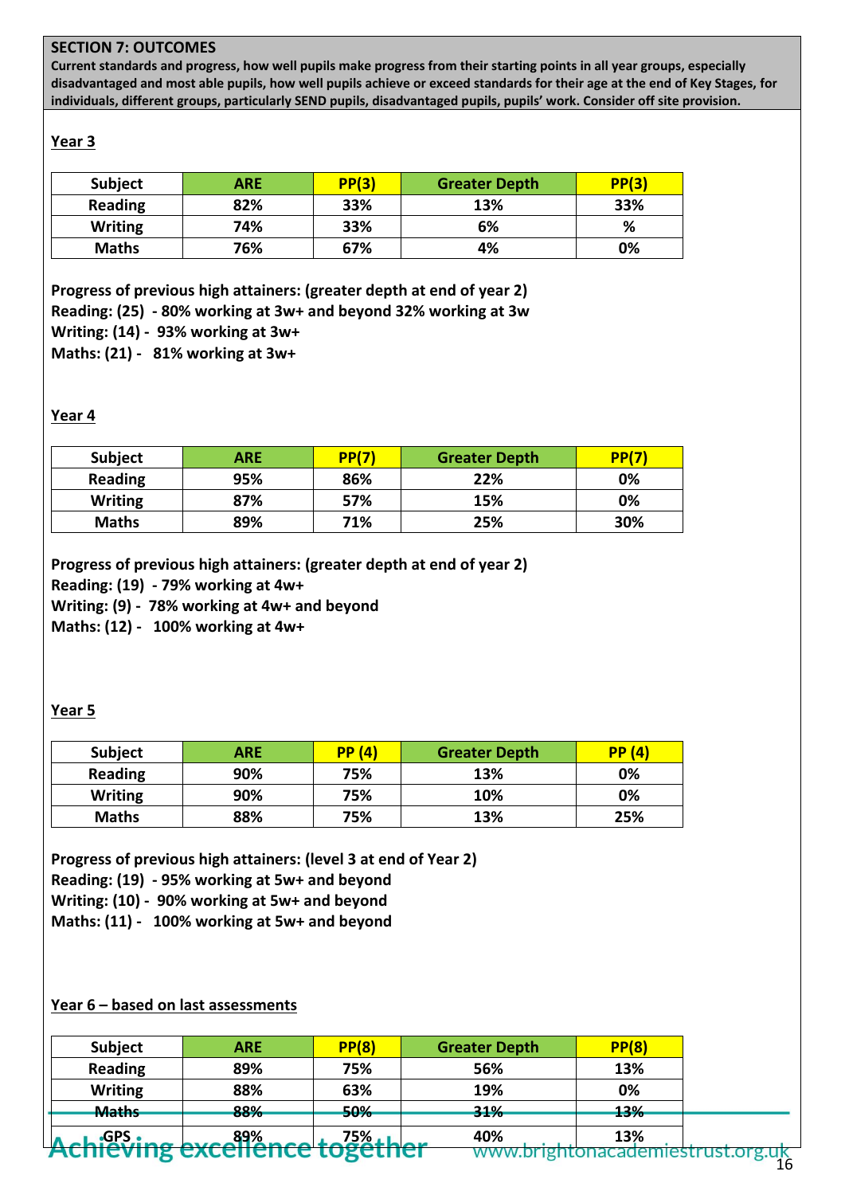## SECTION 7: OUTCOMES

**Current standards and progress, how well pupils make progress from their starting points in all year groups, especially disadvantaged and most able pupils, how well pupils achieve or exceed standards for their age at the end of Key Stages, for individuals, different groups, particularly SEND pupils, disadvantaged pupils, pupils' work. Consider off site provision.**

### Year 3

| Subject | ARE | PP(3) | Greater Depth | PP(3) |
|---|---|---|---|---|
| Reading | 82% | 33% | 13% | 33% |
| Writing | 74% | 33% | 6% | % |
| Maths | 76% | 67% | 4% | 0% |

**Progress of previous high attainers: (greater depth at end of year 2)**
**Reading: (25) - 80% working at 3w+ and beyond 32% working at 3w**
**Writing: (14) - 93% working at 3w+**
**Maths: (21) - 81% working at 3w+**

### Year 4

| Subject | ARE | PP(7) | Greater Depth | PP(7) |
|---|---|---|---|---|
| Reading | 95% | 86% | 22% | 0% |
| Writing | 87% | 57% | 15% | 0% |
| Maths | 89% | 71% | 25% | 30% |

**Progress of previous high attainers: (greater depth at end of year 2)**
**Reading: (19) - 79% working at 4w+**
**Writing: (9) - 78% working at 4w+ and beyond**
**Maths: (12) - 100% working at 4w+**

### Year 5

| Subject | ARE | PP (4) | Greater Depth | PP (4) |
|---|---|---|---|---|
| Reading | 90% | 75% | 13% | 0% |
| Writing | 90% | 75% | 10% | 0% |
| Maths | 88% | 75% | 13% | 25% |

**Progress of previous high attainers: (level 3 at end of Year 2)**
**Reading: (19) - 95% working at 5w+ and beyond**
**Writing: (10) - 90% working at 5w+ and beyond**
**Maths: (11) - 100% working at 5w+ and beyond**

### Year 6 – based on last assessments

| Subject | ARE | PP(8) | Greater Depth | PP(8) |
|---|---|---|---|---|
| Reading | 89% | 75% | 56% | 13% |
| Writing | 88% | 63% | 19% | 0% |
| Maths | 88% | 50% | 31% | 13% |
| GPS | 89% | 75% | 40% | 13% |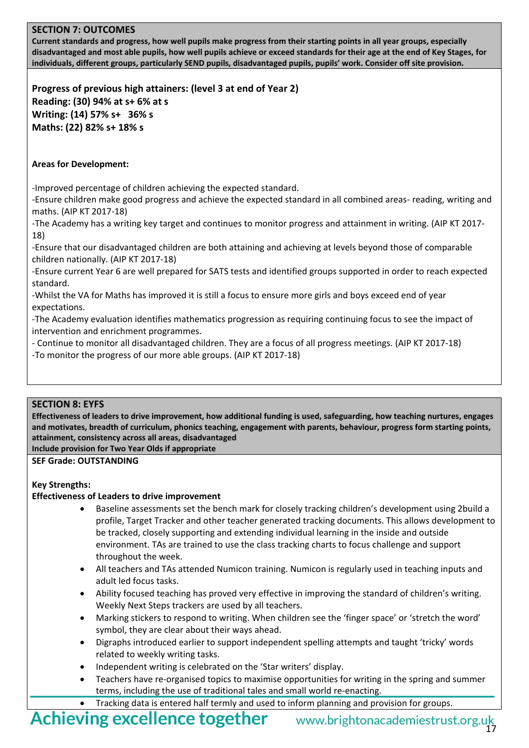## SECTION 7: OUTCOMES

**Current standards and progress, how well pupils make progress from their starting points in all year groups, especially disadvantaged and most able pupils, how well pupils achieve or exceed standards for their age at the end of Key Stages, for individuals, different groups, particularly SEND pupils, disadvantaged pupils, pupils' work. Consider off site provision.**

**Progress of previous high attainers: (level 3 at end of Year 2)**
**Reading: (30) 94% at s+ 6% at s**
**Writing: (14) 57% s+ 36% s**
**Maths: (22) 82% s+ 18% s**

**Areas for Development:**

-Improved percentage of children achieving the expected standard.
-Ensure children make good progress and achieve the expected standard in all combined areas- reading, writing and maths. (AIP KT 2017-18)
-The Academy has a writing key target and continues to monitor progress and attainment in writing. (AIP KT 2017-18)
-Ensure that our disadvantaged children are both attaining and achieving at levels beyond those of comparable children nationally. (AIP KT 2017-18)
-Ensure current Year 6 are well prepared for SATS tests and identified groups supported in order to reach expected standard.
-Whilst the VA for Maths has improved it is still a focus to ensure more girls and boys exceed end of year expectations.
-The Academy evaluation identifies mathematics progression as requiring continuing focus to see the impact of intervention and enrichment programmes.
- Continue to monitor all disadvantaged children. They are a focus of all progress meetings. (AIP KT 2017-18)
-To monitor the progress of our more able groups. (AIP KT 2017-18)

## SECTION 8: EYFS

**Effectiveness of leaders to drive improvement, how additional funding is used, safeguarding, how teaching nurtures, engages and motivates, breadth of curriculum, phonics teaching, engagement with parents, behaviour, progress form starting points, attainment, consistency across all areas, disadvantaged**
**Include provision for Two Year Olds if appropriate**

**SEF Grade: OUTSTANDING**

**Key Strengths:**
**Effectiveness of Leaders to drive improvement**

- Baseline assessments set the bench mark for closely tracking children's development using 2build a profile, Target Tracker and other teacher generated tracking documents. This allows development to be tracked, closely supporting and extending individual learning in the inside and outside environment. TAs are trained to use the class tracking charts to focus challenge and support throughout the week.
- All teachers and TAs attended Numicon training. Numicon is regularly used in teaching inputs and adult led focus tasks.
- Ability focused teaching has proved very effective in improving the standard of children's writing. Weekly Next Steps trackers are used by all teachers.
- Marking stickers to respond to writing. When children see the 'finger space' or 'stretch the word' symbol, they are clear about their ways ahead.
- Digraphs introduced earlier to support independent spelling attempts and taught 'tricky' words related to weekly writing tasks.
- Independent writing is celebrated on the 'Star writers' display.
- Teachers have re-organised topics to maximise opportunities for writing in the spring and summer terms, including the use of traditional tales and small world re-enacting.
- Tracking data is entered half termly and used to inform planning and provision for groups.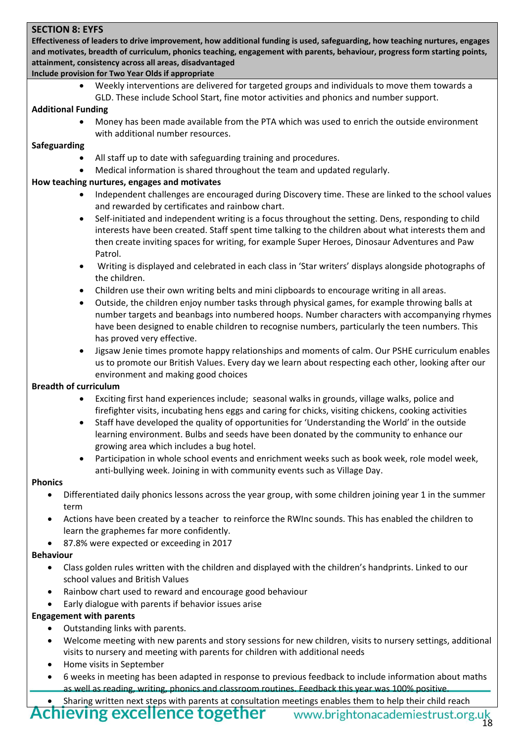**SECTION 8: EYFS**

**Effectiveness of leaders to drive improvement, how additional funding is used, safeguarding, how teaching nurtures, engages and motivates, breadth of curriculum, phonics teaching, engagement with parents, behaviour, progress form starting points, attainment, consistency across all areas, disadvantaged**

**Include provision for Two Year Olds if appropriate**

- Weekly interventions are delivered for targeted groups and individuals to move them towards a GLD. These include School Start, fine motor activities and phonics and number support.

**Additional Funding**

- Money has been made available from the PTA which was used to enrich the outside environment with additional number resources.

**Safeguarding**

- All staff up to date with safeguarding training and procedures.
- Medical information is shared throughout the team and updated regularly.

**How teaching nurtures, engages and motivates**

- Independent challenges are encouraged during Discovery time. These are linked to the school values and rewarded by certificates and rainbow chart.
- Self-initiated and independent writing is a focus throughout the setting. Dens, responding to child interests have been created. Staff spent time talking to the children about what interests them and then create inviting spaces for writing, for example Super Heroes, Dinosaur Adventures and Paw Patrol.
- Writing is displayed and celebrated in each class in 'Star writers' displays alongside photographs of the children.
- Children use their own writing belts and mini clipboards to encourage writing in all areas.
- Outside, the children enjoy number tasks through physical games, for example throwing balls at number targets and beanbags into numbered hoops. Number characters with accompanying rhymes have been designed to enable children to recognise numbers, particularly the teen numbers. This has proved very effective.
- Jigsaw Jenie times promote happy relationships and moments of calm. Our PSHE curriculum enables us to promote our British Values. Every day we learn about respecting each other, looking after our environment and making good choices

**Breadth of curriculum**

- Exciting first hand experiences include; seasonal walks in grounds, village walks, police and firefighter visits, incubating hens eggs and caring for chicks, visiting chickens, cooking activities
- Staff have developed the quality of opportunities for 'Understanding the World' in the outside learning environment. Bulbs and seeds have been donated by the community to enhance our growing area which includes a bug hotel.
- Participation in whole school events and enrichment weeks such as book week, role model week, anti-bullying week. Joining in with community events such as Village Day.

**Phonics**

- Differentiated daily phonics lessons across the year group, with some children joining year 1 in the summer term
- Actions have been created by a teacher to reinforce the RWInc sounds. This has enabled the children to learn the graphemes far more confidently.
- 87.8% were expected or exceeding in 2017

**Behaviour**

- Class golden rules written with the children and displayed with the children's handprints. Linked to our school values and British Values
- Rainbow chart used to reward and encourage good behaviour
- Early dialogue with parents if behavior issues arise

**Engagement with parents**

- Outstanding links with parents.
- Welcome meeting with new parents and story sessions for new children, visits to nursery settings, additional visits to nursery and meeting with parents for children with additional needs
- Home visits in September
- 6 weeks in meeting has been adapted in response to previous feedback to include information about maths as well as reading, writing, phonics and classroom routines. Feedback this year was 100% positive.
- Sharing written next steps with parents at consultation meetings enables them to help their child reach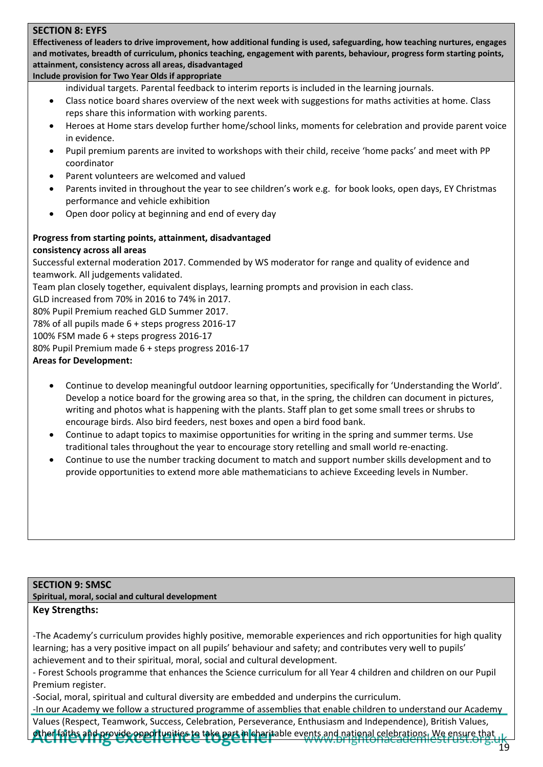## SECTION 8: EYFS

**Effectiveness of leaders to drive improvement, how additional funding is used, safeguarding, how teaching nurtures, engages and motivates, breadth of curriculum, phonics teaching, engagement with parents, behaviour, progress form starting points, attainment, consistency across all areas, disadvantaged**

**Include provision for Two Year Olds if appropriate**

individual targets. Parental feedback to interim reports is included in the learning journals.

- Class notice board shares overview of the next week with suggestions for maths activities at home. Class reps share this information with working parents.
- Heroes at Home stars develop further home/school links, moments for celebration and provide parent voice in evidence.
- Pupil premium parents are invited to workshops with their child, receive 'home packs' and meet with PP coordinator
- Parent volunteers are welcomed and valued
- Parents invited in throughout the year to see children's work e.g. for book looks, open days, EY Christmas performance and vehicle exhibition
- Open door policy at beginning and end of every day

**Progress from starting points, attainment, disadvantaged**
**consistency across all areas**

Successful external moderation 2017. Commended by WS moderator for range and quality of evidence and teamwork. All judgements validated.
Team plan closely together, equivalent displays, learning prompts and provision in each class.
GLD increased from 70% in 2016 to 74% in 2017.
80% Pupil Premium reached GLD Summer 2017.
78% of all pupils made 6 + steps progress 2016-17
100% FSM made 6 + steps progress 2016-17
80% Pupil Premium made 6 + steps progress 2016-17

**Areas for Development:**

- Continue to develop meaningful outdoor learning opportunities, specifically for 'Understanding the World'. Develop a notice board for the growing area so that, in the spring, the children can document in pictures, writing and photos what is happening with the plants. Staff plan to get some small trees or shrubs to encourage birds. Also bird feeders, nest boxes and open a bird food bank.
- Continue to adapt topics to maximise opportunities for writing in the spring and summer terms. Use traditional tales throughout the year to encourage story retelling and small world re-enacting.
- Continue to use the number tracking document to match and support number skills development and to provide opportunities to extend more able mathematicians to achieve Exceeding levels in Number.

## SECTION 9: SMSC

**Spiritual, moral, social and cultural development**

**Key Strengths:**

-The Academy's curriculum provides highly positive, memorable experiences and rich opportunities for high quality learning; has a very positive impact on all pupils' behaviour and safety; and contributes very well to pupils' achievement and to their spiritual, moral, social and cultural development.
- Forest Schools programme that enhances the Science curriculum for all Year 4 children and children on our Pupil Premium register.
-Social, moral, spiritual and cultural diversity are embedded and underpins the curriculum.
-In our Academy we follow a structured programme of assemblies that enable children to understand our Academy Values (Respect, Teamwork, Success, Celebration, Perseverance, Enthusiasm and Independence), British Values, other faiths and provide opportunities to take part in charitable events and national celebrations. We ensure that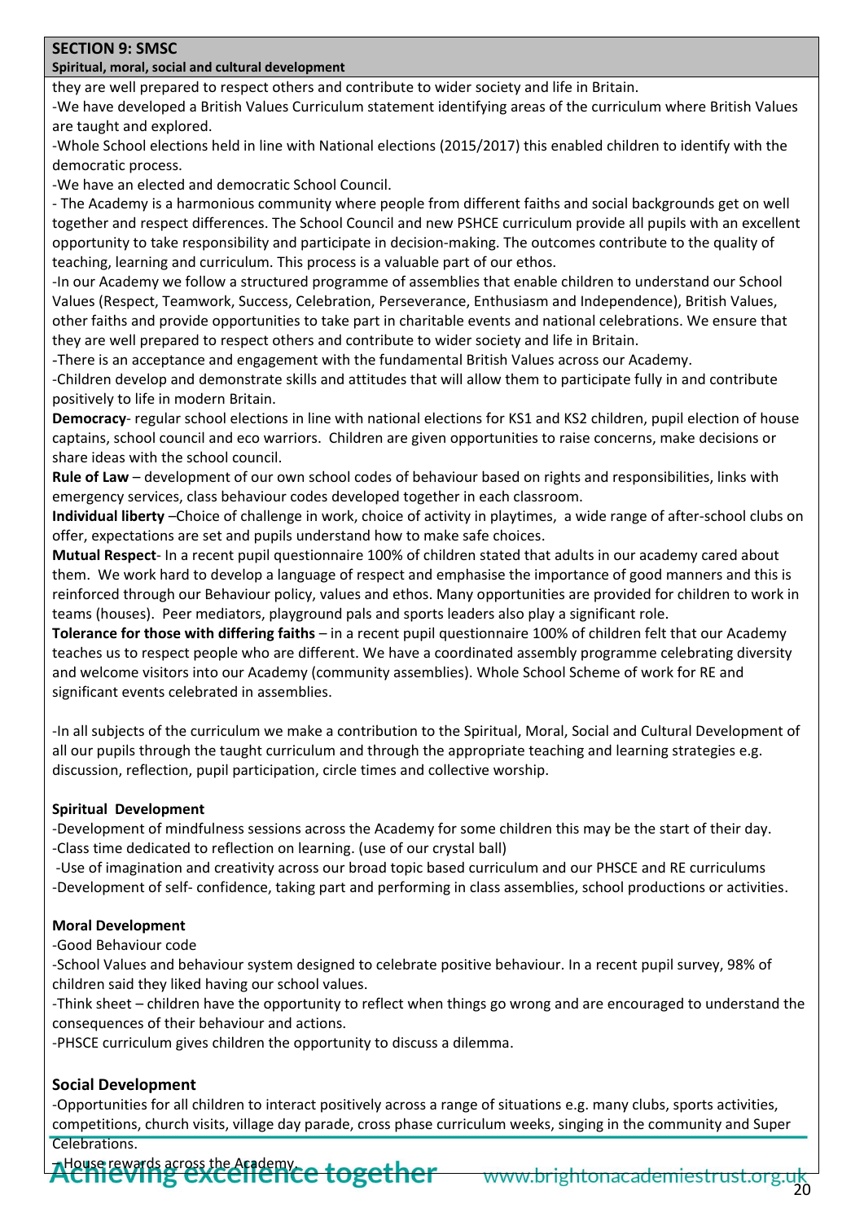## SECTION 9: SMSC

**Spiritual, moral, social and cultural development**

they are well prepared to respect others and contribute to wider society and life in Britain.

-We have developed a British Values Curriculum statement identifying areas of the curriculum where British Values are taught and explored.

-Whole School elections held in line with National elections (2015/2017) this enabled children to identify with the democratic process.

-We have an elected and democratic School Council.

- The Academy is a harmonious community where people from different faiths and social backgrounds get on well together and respect differences. The School Council and new PSHCE curriculum provide all pupils with an excellent opportunity to take responsibility and participate in decision-making. The outcomes contribute to the quality of teaching, learning and curriculum. This process is a valuable part of our ethos.

-In our Academy we follow a structured programme of assemblies that enable children to understand our School Values (Respect, Teamwork, Success, Celebration, Perseverance, Enthusiasm and Independence), British Values, other faiths and provide opportunities to take part in charitable events and national celebrations. We ensure that they are well prepared to respect others and contribute to wider society and life in Britain.

-There is an acceptance and engagement with the fundamental British Values across our Academy.

-Children develop and demonstrate skills and attitudes that will allow them to participate fully in and contribute positively to life in modern Britain.

**Democracy**- regular school elections in line with national elections for KS1 and KS2 children, pupil election of house captains, school council and eco warriors. Children are given opportunities to raise concerns, make decisions or share ideas with the school council.

**Rule of Law** – development of our own school codes of behaviour based on rights and responsibilities, links with emergency services, class behaviour codes developed together in each classroom.

**Individual liberty** –Choice of challenge in work, choice of activity in playtimes, a wide range of after-school clubs on offer, expectations are set and pupils understand how to make safe choices.

**Mutual Respect**- In a recent pupil questionnaire 100% of children stated that adults in our academy cared about them. We work hard to develop a language of respect and emphasise the importance of good manners and this is reinforced through our Behaviour policy, values and ethos. Many opportunities are provided for children to work in teams (houses). Peer mediators, playground pals and sports leaders also play a significant role.

**Tolerance for those with differing faiths** – in a recent pupil questionnaire 100% of children felt that our Academy teaches us to respect people who are different. We have a coordinated assembly programme celebrating diversity and welcome visitors into our Academy (community assemblies). Whole School Scheme of work for RE and significant events celebrated in assemblies.

-In all subjects of the curriculum we make a contribution to the Spiritual, Moral, Social and Cultural Development of all our pupils through the taught curriculum and through the appropriate teaching and learning strategies e.g. discussion, reflection, pupil participation, circle times and collective worship.

### Spiritual Development

-Development of mindfulness sessions across the Academy for some children this may be the start of their day.

-Class time dedicated to reflection on learning. (use of our crystal ball)

-Use of imagination and creativity across our broad topic based curriculum and our PHSCE and RE curriculums

-Development of self- confidence, taking part and performing in class assemblies, school productions or activities.

### Moral Development

-Good Behaviour code

-School Values and behaviour system designed to celebrate positive behaviour. In a recent pupil survey, 98% of children said they liked having our school values.

-Think sheet – children have the opportunity to reflect when things go wrong and are encouraged to understand the consequences of their behaviour and actions.

-PHSCE curriculum gives children the opportunity to discuss a dilemma.

### Social Development

-Opportunities for all children to interact positively across a range of situations e.g. many clubs, sports activities, competitions, church visits, village day parade, cross phase curriculum weeks, singing in the community and Super Celebrations.

- House rewards across the Academy.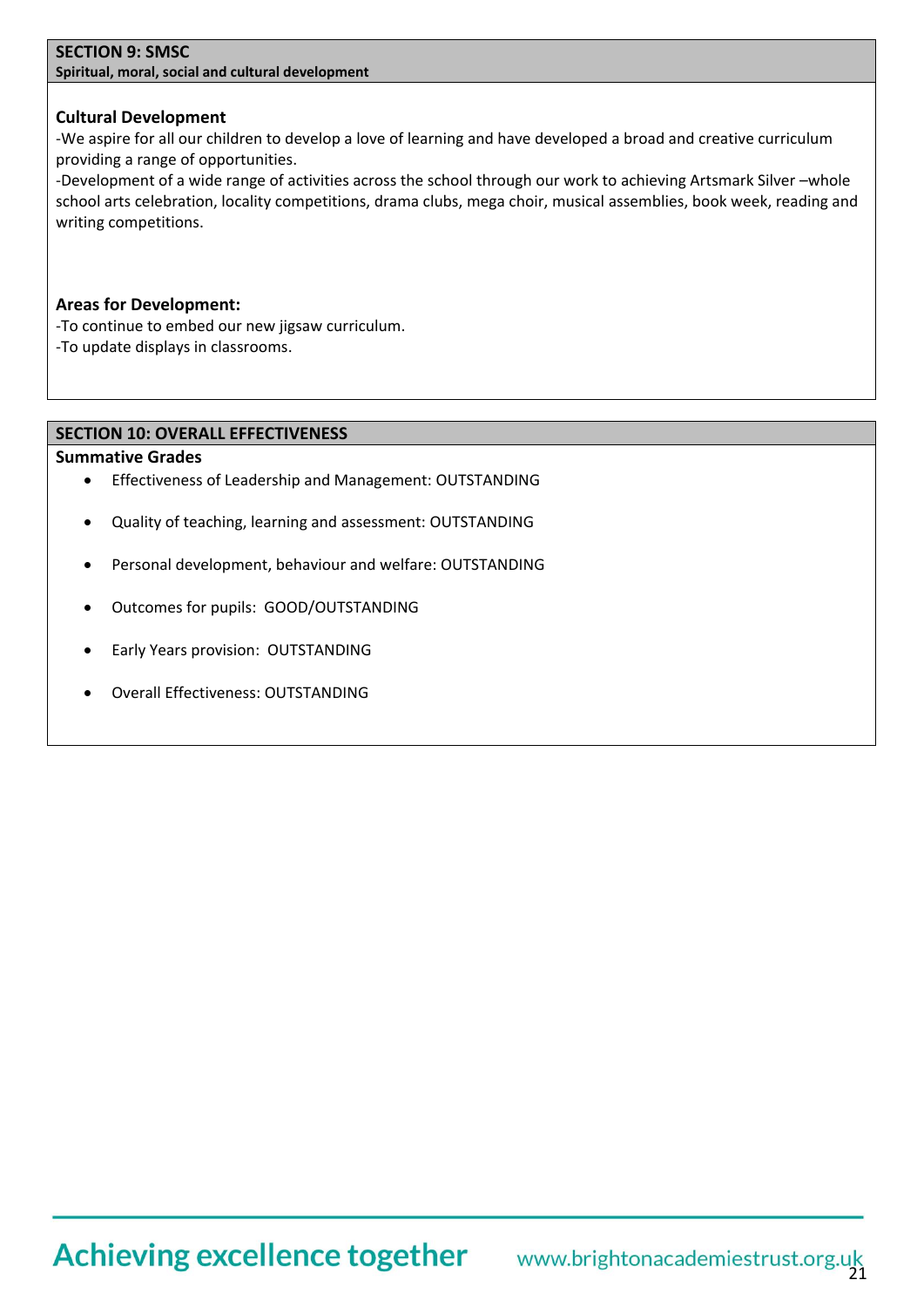## SECTION 9: SMSC

**Spiritual, moral, social and cultural development**

### Cultural Development

-We aspire for all our children to develop a love of learning and have developed a broad and creative curriculum providing a range of opportunities.

-Development of a wide range of activities across the school through our work to achieving Artsmark Silver –whole school arts celebration, locality competitions, drama clubs, mega choir, musical assemblies, book week, reading and writing competitions.

### Areas for Development:

-To continue to embed our new jigsaw curriculum.

-To update displays in classrooms.

## SECTION 10: OVERALL EFFECTIVENESS

### Summative Grades

- Effectiveness of Leadership and Management: OUTSTANDING
- Quality of teaching, learning and assessment: OUTSTANDING
- Personal development, behaviour and welfare: OUTSTANDING
- Outcomes for pupils: GOOD/OUTSTANDING
- Early Years provision: OUTSTANDING
- Overall Effectiveness: OUTSTANDING